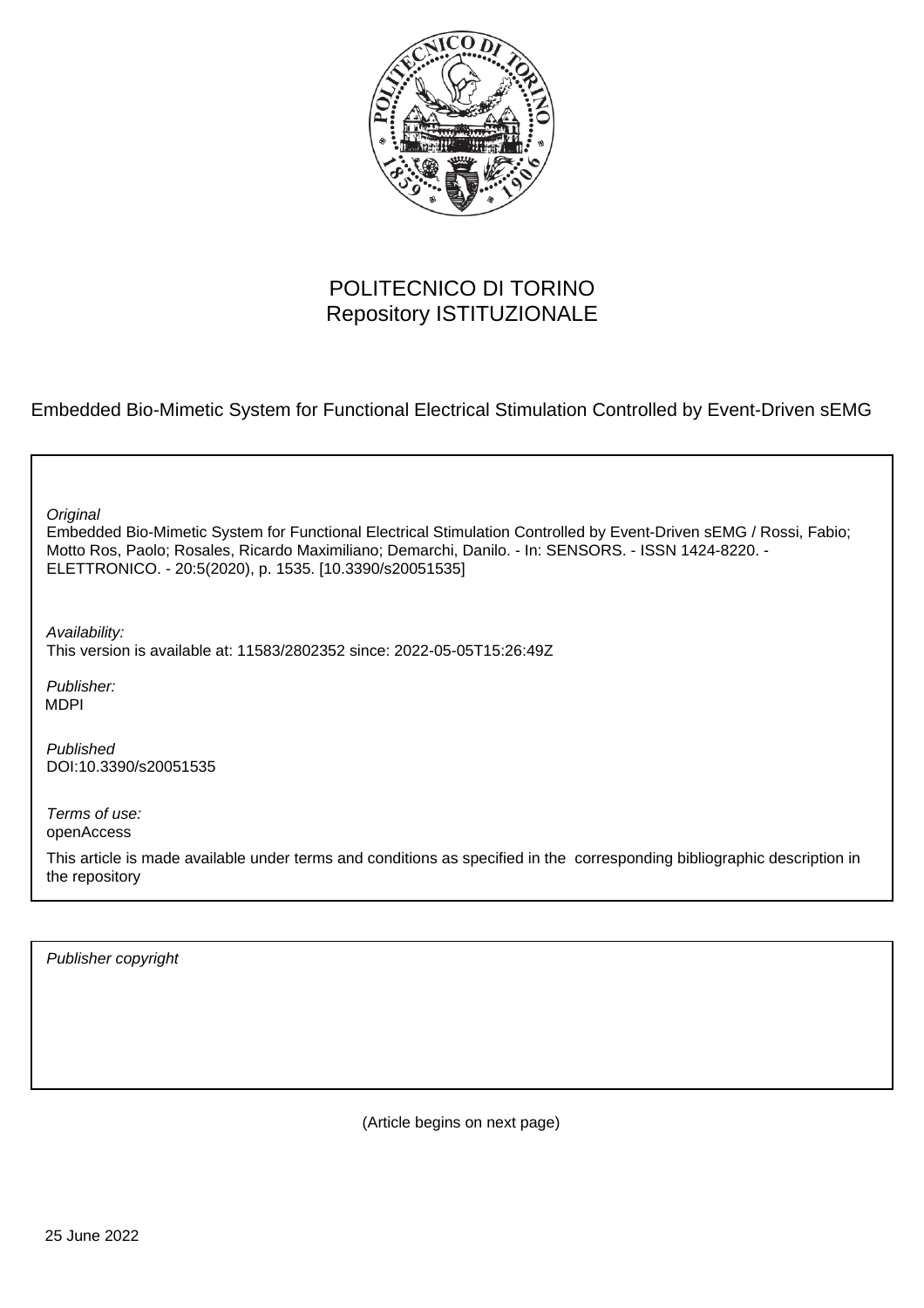POLITECNICO DI TORINO
Repository ISTITUZIONALE

Embedded Bio-Mimetic System for Functional Electrical Stimulation Controlled by Event-Driven sEMG

*Original*
Embedded Bio-Mimetic System for Functional Electrical Stimulation Controlled by Event-Driven sEMG / Rossi, Fabio; Motto Ros, Paolo; Rosales, Ricardo Maximiliano; Demarchi, Danilo. - In: SENSORS. - ISSN 1424-8220. - ELETTRONICO. - 20:5(2020), p. 1535. [10.3390/s20051535]

*Availability:*
This version is available at: 11583/2802352 since: 2022-05-05T15:26:49Z

*Publisher:*
MDPI

*Published*
DOI:10.3390/s20051535

*Terms of use:*
openAccess

This article is made available under terms and conditions as specified in the corresponding bibliographic description in the repository

*Publisher copyright*

(Article begins on next page)

25 June 2022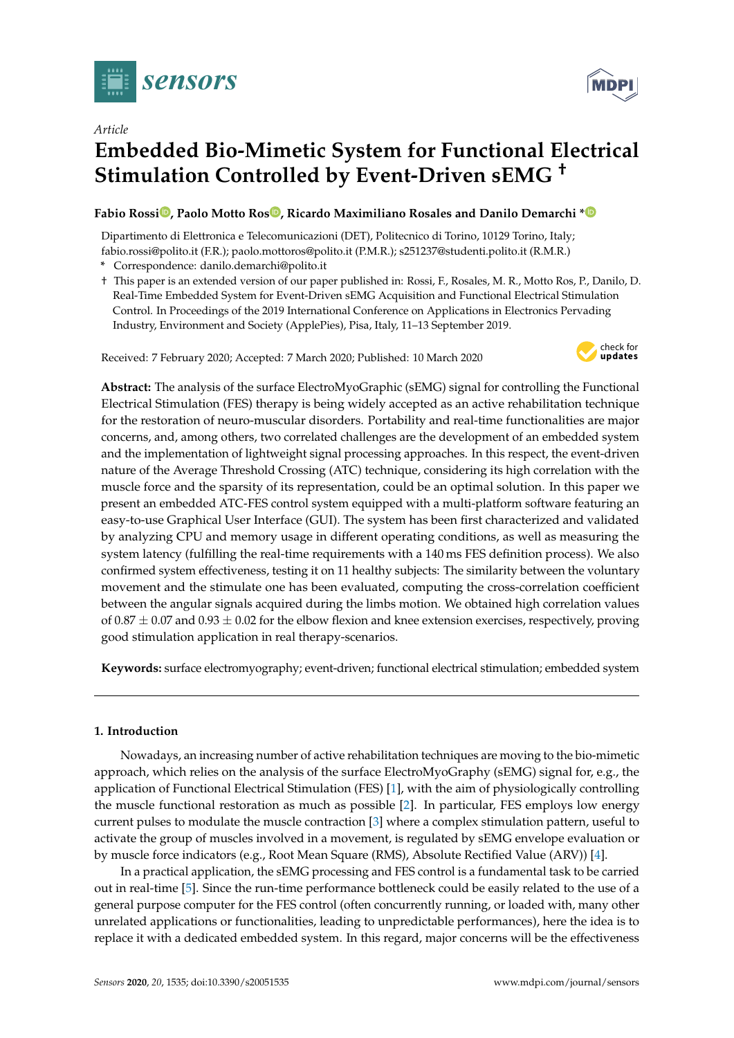sensors

MDPI

*Article*

# Embedded Bio-Mimetic System for Functional Electrical Stimulation Controlled by Event-Driven sEMG †

**Fabio Rossi , Paolo Motto Ros , Ricardo Maximiliano Rosales and Danilo Demarchi \***

Dipartimento di Elettronica e Telecomunicazioni (DET), Politecnico di Torino, 10129 Torino, Italy; fabio.rossi@polito.it (F.R.); paolo.mottoros@polito.it (P.M.R.); s251237@studenti.polito.it (R.M.R.)

\* Correspondence: danilo.demarchi@polito.it

† This paper is an extended version of our paper published in: Rossi, F., Rosales, M. R., Motto Ros, P., Danilo, D. Real-Time Embedded System for Event-Driven sEMG Acquisition and Functional Electrical Stimulation Control. In Proceedings of the 2019 International Conference on Applications in Electronics Pervading Industry, Environment and Society (ApplePies), Pisa, Italy, 11–13 September 2019.

Received: 7 February 2020; Accepted: 7 March 2020; Published: 10 March 2020

**Abstract:** The analysis of the surface ElectroMyoGraphic (sEMG) signal for controlling the Functional Electrical Stimulation (FES) therapy is being widely accepted as an active rehabilitation technique for the restoration of neuro-muscular disorders. Portability and real-time functionalities are major concerns, and, among others, two correlated challenges are the development of an embedded system and the implementation of lightweight signal processing approaches. In this respect, the event-driven nature of the Average Threshold Crossing (ATC) technique, considering its high correlation with the muscle force and the sparsity of its representation, could be an optimal solution. In this paper we present an embedded ATC-FES control system equipped with a multi-platform software featuring an easy-to-use Graphical User Interface (GUI). The system has been first characterized and validated by analyzing CPU and memory usage in different operating conditions, as well as measuring the system latency (fulfilling the real-time requirements with a 140 ms FES definition process). We also confirmed system effectiveness, testing it on 11 healthy subjects: The similarity between the voluntary movement and the stimulate one has been evaluated, computing the cross-correlation coefficient between the angular signals acquired during the limbs motion. We obtained high correlation values of $0.87 \pm 0.07$ and $0.93 \pm 0.02$ for the elbow flexion and knee extension exercises, respectively, proving good stimulation application in real therapy-scenarios.

**Keywords:** surface electromyography; event-driven; functional electrical stimulation; embedded system

## 1. Introduction

Nowadays, an increasing number of active rehabilitation techniques are moving to the bio-mimetic approach, which relies on the analysis of the surface ElectroMyoGraphy (sEMG) signal for, e.g., the application of Functional Electrical Stimulation (FES) [1], with the aim of physiologically controlling the muscle functional restoration as much as possible [2]. In particular, FES employs low energy current pulses to modulate the muscle contraction [3] where a complex stimulation pattern, useful to activate the group of muscles involved in a movement, is regulated by sEMG envelope evaluation or by muscle force indicators (e.g., Root Mean Square (RMS), Absolute Rectified Value (ARV)) [4].

In a practical application, the sEMG processing and FES control is a fundamental task to be carried out in real-time [5]. Since the run-time performance bottleneck could be easily related to the use of a general purpose computer for the FES control (often concurrently running, or loaded with, many other unrelated applications or functionalities, leading to unpredictable performances), here the idea is to replace it with a dedicated embedded system. In this regard, major concerns will be the effectiveness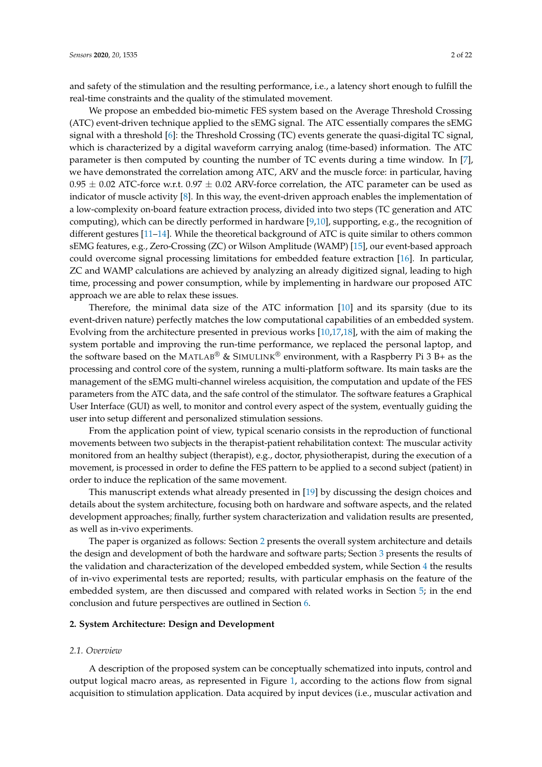and safety of the stimulation and the resulting performance, i.e., a latency short enough to fulfill the real-time constraints and the quality of the stimulated movement.

We propose an embedded bio-mimetic FES system based on the Average Threshold Crossing (ATC) event-driven technique applied to the sEMG signal. The ATC essentially compares the sEMG signal with a threshold [6]: the Threshold Crossing (TC) events generate the quasi-digital TC signal, which is characterized by a digital waveform carrying analog (time-based) information. The ATC parameter is then computed by counting the number of TC events during a time window. In [7], we have demonstrated the correlation among ATC, ARV and the muscle force: in particular, having $0.95 \pm 0.02$ ATC-force w.r.t. $0.97 \pm 0.02$ ARV-force correlation, the ATC parameter can be used as indicator of muscle activity [8]. In this way, the event-driven approach enables the implementation of a low-complexity on-board feature extraction process, divided into two steps (TC generation and ATC computing), which can be directly performed in hardware [9,10], supporting, e.g., the recognition of different gestures [11–14]. While the theoretical background of ATC is quite similar to others common sEMG features, e.g., Zero-Crossing (ZC) or Wilson Amplitude (WAMP) [15], our event-based approach could overcome signal processing limitations for embedded feature extraction [16]. In particular, ZC and WAMP calculations are achieved by analyzing an already digitized signal, leading to high time, processing and power consumption, while by implementing in hardware our proposed ATC approach we are able to relax these issues.

Therefore, the minimal data size of the ATC information [10] and its sparsity (due to its event-driven nature) perfectly matches the low computational capabilities of an embedded system. Evolving from the architecture presented in previous works [10,17,18], with the aim of making the system portable and improving the run-time performance, we replaced the personal laptop, and the software based on the MATLAB® & SIMULINK® environment, with a Raspberry Pi 3 B+ as the processing and control core of the system, running a multi-platform software. Its main tasks are the management of the sEMG multi-channel wireless acquisition, the computation and update of the FES parameters from the ATC data, and the safe control of the stimulator. The software features a Graphical User Interface (GUI) as well, to monitor and control every aspect of the system, eventually guiding the user into setup different and personalized stimulation sessions.

From the application point of view, typical scenario consists in the reproduction of functional movements between two subjects in the therapist-patient rehabilitation context: The muscular activity monitored from an healthy subject (therapist), e.g., doctor, physiotherapist, during the execution of a movement, is processed in order to define the FES pattern to be applied to a second subject (patient) in order to induce the replication of the same movement.

This manuscript extends what already presented in [19] by discussing the design choices and details about the system architecture, focusing both on hardware and software aspects, and the related development approaches; finally, further system characterization and validation results are presented, as well as in-vivo experiments.

The paper is organized as follows: Section 2 presents the overall system architecture and details the design and development of both the hardware and software parts; Section 3 presents the results of the validation and characterization of the developed embedded system, while Section 4 the results of in-vivo experimental tests are reported; results, with particular emphasis on the feature of the embedded system, are then discussed and compared with related works in Section 5; in the end conclusion and future perspectives are outlined in Section 6.

## 2. System Architecture: Design and Development

### 2.1. Overview

A description of the proposed system can be conceptually schematized into inputs, control and output logical macro areas, as represented in Figure 1, according to the actions flow from signal acquisition to stimulation application. Data acquired by input devices (i.e., muscular activation and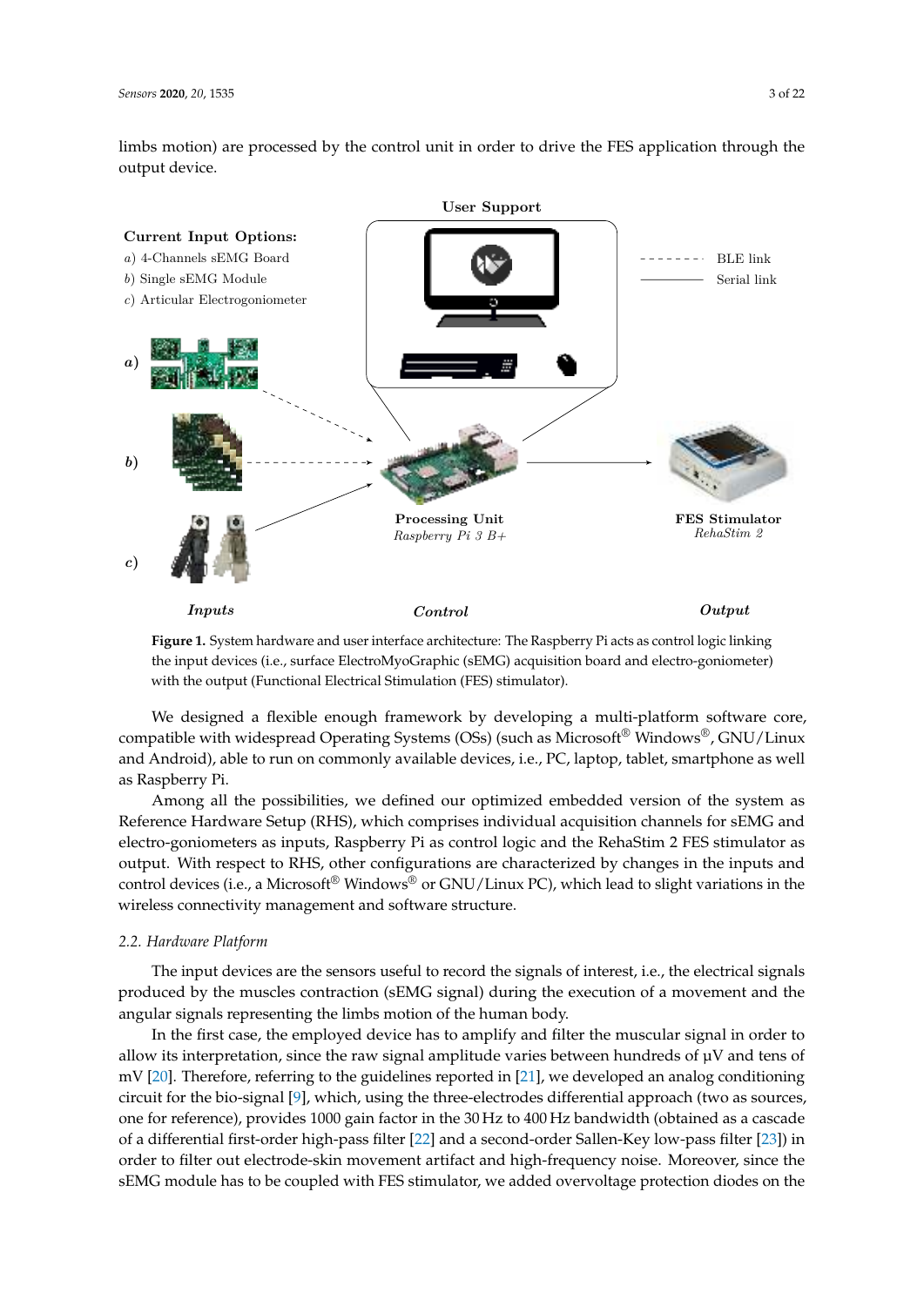limbs motion) are processed by the control unit in order to drive the FES application through the output device.

**Figure 1.** System hardware and user interface architecture: The Raspberry Pi acts as control logic linking the input devices (i.e., surface ElectroMyoGraphic (sEMG) acquisition board and electro-goniometer) with the output (Functional Electrical Stimulation (FES) stimulator).

We designed a flexible enough framework by developing a multi-platform software core, compatible with widespread Operating Systems (OSs) (such as Microsoft® Windows®, GNU/Linux and Android), able to run on commonly available devices, i.e., PC, laptop, tablet, smartphone as well as Raspberry Pi.

Among all the possibilities, we defined our optimized embedded version of the system as Reference Hardware Setup (RHS), which comprises individual acquisition channels for sEMG and electro-goniometers as inputs, Raspberry Pi as control logic and the RehaStim 2 FES stimulator as output. With respect to RHS, other configurations are characterized by changes in the inputs and control devices (i.e., a Microsoft® Windows® or GNU/Linux PC), which lead to slight variations in the wireless connectivity management and software structure.

### *2.2. Hardware Platform*

The input devices are the sensors useful to record the signals of interest, i.e., the electrical signals produced by the muscles contraction (sEMG signal) during the execution of a movement and the angular signals representing the limbs motion of the human body.

In the first case, the employed device has to amplify and filter the muscular signal in order to allow its interpretation, since the raw signal amplitude varies between hundreds of µV and tens of mV [20]. Therefore, referring to the guidelines reported in [21], we developed an analog conditioning circuit for the bio-signal [9], which, using the three-electrodes differential approach (two as sources, one for reference), provides 1000 gain factor in the 30 Hz to 400 Hz bandwidth (obtained as a cascade of a differential first-order high-pass filter [22] and a second-order Sallen-Key low-pass filter [23]) in order to filter out electrode-skin movement artifact and high-frequency noise. Moreover, since the sEMG module has to be coupled with FES stimulator, we added overvoltage protection diodes on the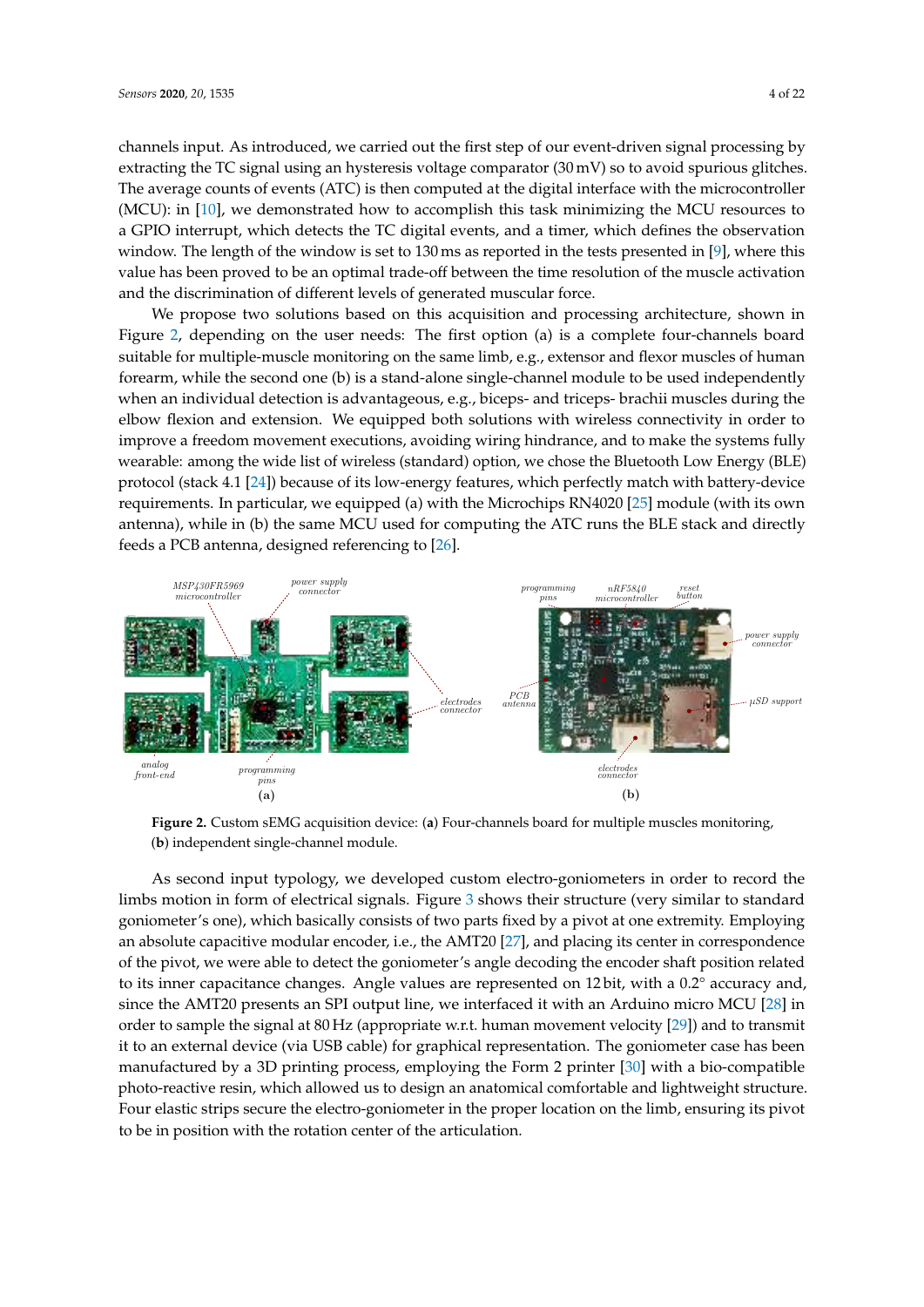channels input. As introduced, we carried out the first step of our event-driven signal processing by extracting the TC signal using an hysteresis voltage comparator (30 mV) so to avoid spurious glitches. The average counts of events (ATC) is then computed at the digital interface with the microcontroller (MCU): in [10], we demonstrated how to accomplish this task minimizing the MCU resources to a GPIO interrupt, which detects the TC digital events, and a timer, which defines the observation window. The length of the window is set to 130 ms as reported in the tests presented in [9], where this value has been proved to be an optimal trade-off between the time resolution of the muscle activation and the discrimination of different levels of generated muscular force.

We propose two solutions based on this acquisition and processing architecture, shown in Figure 2, depending on the user needs: The first option (a) is a complete four-channels board suitable for multiple-muscle monitoring on the same limb, e.g., extensor and flexor muscles of human forearm, while the second one (b) is a stand-alone single-channel module to be used independently when an individual detection is advantageous, e.g., biceps- and triceps- brachii muscles during the elbow flexion and extension. We equipped both solutions with wireless connectivity in order to improve a freedom movement executions, avoiding wiring hindrance, and to make the systems fully wearable: among the wide list of wireless (standard) option, we chose the Bluetooth Low Energy (BLE) protocol (stack 4.1 [24]) because of its low-energy features, which perfectly match with battery-device requirements. In particular, we equipped (a) with the Microchips RN4020 [25] module (with its own antenna), while in (b) the same MCU used for computing the ATC runs the BLE stack and directly feeds a PCB antenna, designed referencing to [26].

**Figure 2.** Custom sEMG acquisition device: (**a**) Four-channels board for multiple muscles monitoring, (**b**) independent single-channel module.

As second input typology, we developed custom electro-goniometers in order to record the limbs motion in form of electrical signals. Figure 3 shows their structure (very similar to standard goniometer's one), which basically consists of two parts fixed by a pivot at one extremity. Employing an absolute capacitive modular encoder, i.e., the AMT20 [27], and placing its center in correspondence of the pivot, we were able to detect the goniometer's angle decoding the encoder shaft position related to its inner capacitance changes. Angle values are represented on 12 bit, with a 0.2° accuracy and, since the AMT20 presents an SPI output line, we interfaced it with an Arduino micro MCU [28] in order to sample the signal at 80 Hz (appropriate w.r.t. human movement velocity [29]) and to transmit it to an external device (via USB cable) for graphical representation. The goniometer case has been manufactured by a 3D printing process, employing the Form 2 printer [30] with a bio-compatible photo-reactive resin, which allowed us to design an anatomical comfortable and lightweight structure. Four elastic strips secure the electro-goniometer in the proper location on the limb, ensuring its pivot to be in position with the rotation center of the articulation.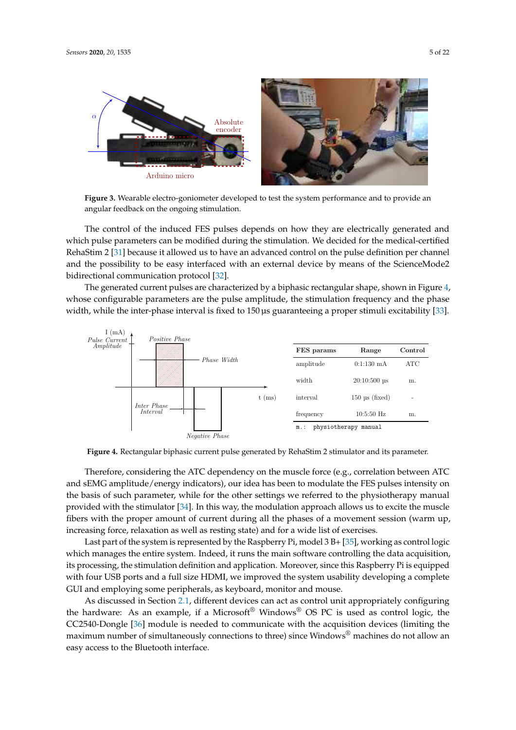**Figure 3.** Wearable electro-goniometer developed to test the system performance and to provide an angular feedback on the ongoing stimulation.

The control of the induced FES pulses depends on how they are electrically generated and which pulse parameters can be modified during the stimulation. We decided for the medical-certified RehaStim 2 [31] because it allowed us to have an advanced control on the pulse definition per channel and the possibility to be easy interfaced with an external device by means of the ScienceMode2 bidirectional communication protocol [32].

The generated current pulses are characterized by a biphasic rectangular shape, shown in Figure 4, whose configurable parameters are the pulse amplitude, the stimulation frequency and the phase width, while the inter-phase interval is fixed to 150 µs guaranteeing a proper stimuli excitability [33].

| FES params | Range | Control |
|---|---|---|
| amplitude | 0:1:130 mA | ATC |
| width | 20:10:500 µs | m. |
| interval | 150 µs (fixed) | - |
| frequency | 10:5:50 Hz | m. |

m.: physiotherapy manual

**Figure 4.** Rectangular biphasic current pulse generated by RehaStim 2 stimulator and its parameter.

Therefore, considering the ATC dependency on the muscle force (e.g., correlation between ATC and sEMG amplitude/energy indicators), our idea has been to modulate the FES pulses intensity on the basis of such parameter, while for the other settings we referred to the physiotherapy manual provided with the stimulator [34]. In this way, the modulation approach allows us to excite the muscle fibers with the proper amount of current during all the phases of a movement session (warm up, increasing force, relaxation as well as resting state) and for a wide list of exercises.

Last part of the system is represented by the Raspberry Pi, model 3 B+ [35], working as control logic which manages the entire system. Indeed, it runs the main software controlling the data acquisition, its processing, the stimulation definition and application. Moreover, since this Raspberry Pi is equipped with four USB ports and a full size HDMI, we improved the system usability developing a complete GUI and employing some peripherals, as keyboard, monitor and mouse.

As discussed in Section 2.1, different devices can act as control unit appropriately configuring the hardware: As an example, if a Microsoft® Windows® OS PC is used as control logic, the CC2540-Dongle [36] module is needed to communicate with the acquisition devices (limiting the maximum number of simultaneously connections to three) since Windows® machines do not allow an easy access to the Bluetooth interface.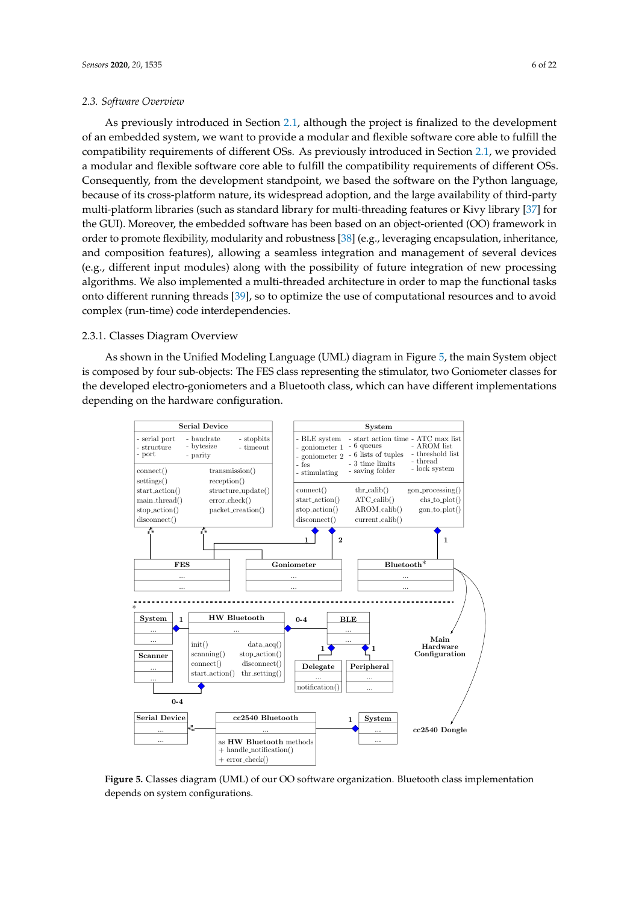### 2.3. Software Overview

As previously introduced in Section 2.1, although the project is finalized to the development of an embedded system, we want to provide a modular and flexible software core able to fulfill the compatibility requirements of different OSs. As previously introduced in Section 2.1, we provided a modular and flexible software core able to fulfill the compatibility requirements of different OSs. Consequently, from the development standpoint, we based the software on the Python language, because of its cross-platform nature, its widespread adoption, and the large availability of third-party multi-platform libraries (such as standard library for multi-threading features or Kivy library [37] for the GUI). Moreover, the embedded software has been based on an object-oriented (OO) framework in order to promote flexibility, modularity and robustness [38] (e.g., leveraging encapsulation, inheritance, and composition features), allowing a seamless integration and management of several devices (e.g., different input modules) along with the possibility of future integration of new processing algorithms. We also implemented a multi-threaded architecture in order to map the functional tasks onto different running threads [39], so to optimize the use of computational resources and to avoid complex (run-time) code interdependencies.

#### 2.3.1. Classes Diagram Overview

As shown in the Unified Modeling Language (UML) diagram in Figure 5, the main System object is composed by four sub-objects: The FES class representing the stimulator, two Goniometer classes for the developed electro-goniometers and a Bluetooth class, which can have different implementations depending on the hardware configuration.

**Figure 5.** Classes diagram (UML) of our OO software organization. Bluetooth class implementation depends on system configurations.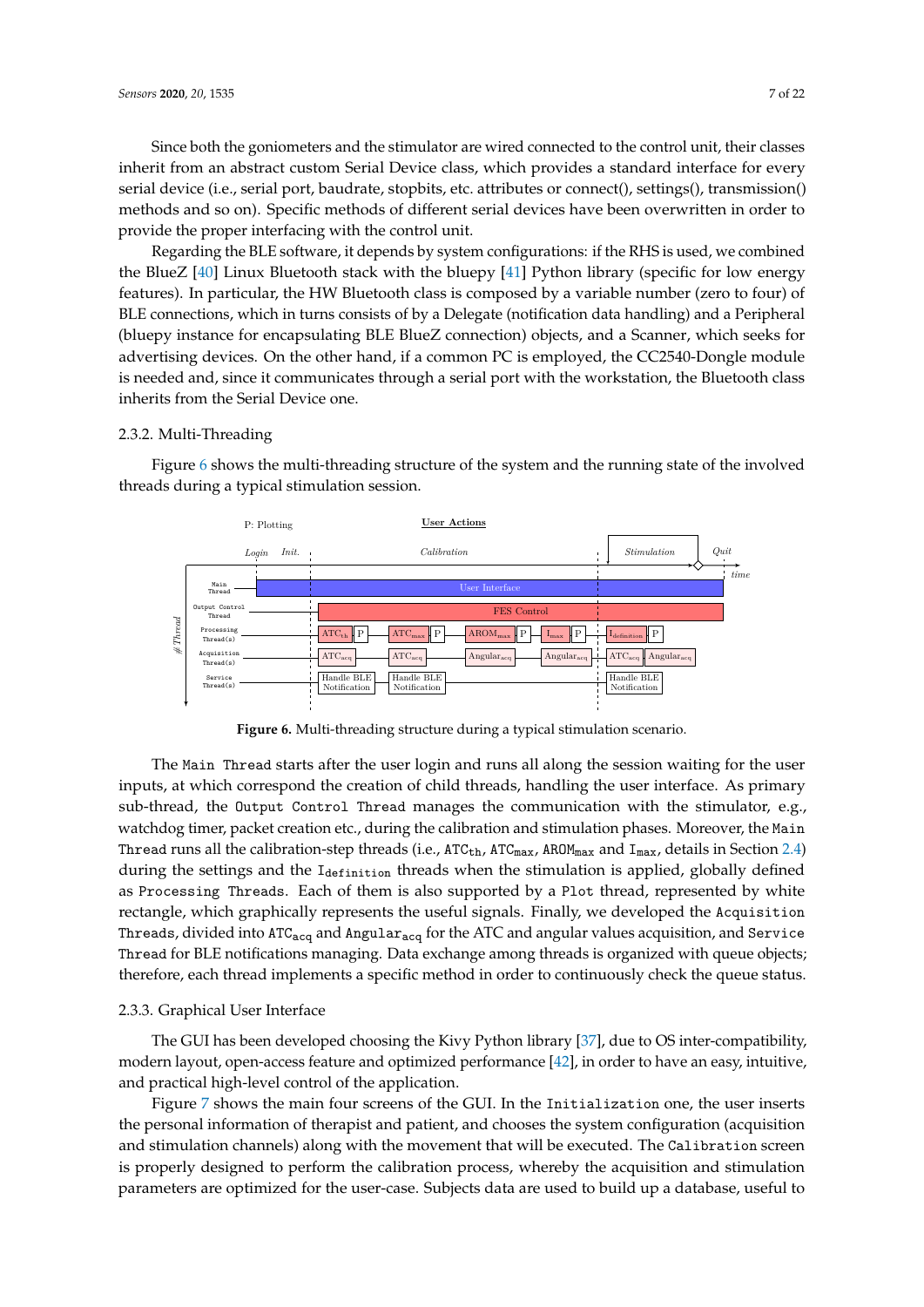Since both the goniometers and the stimulator are wired connected to the control unit, their classes inherit from an abstract custom Serial Device class, which provides a standard interface for every serial device (i.e., serial port, baudrate, stopbits, etc. attributes or connect(), settings(), transmission() methods and so on). Specific methods of different serial devices have been overwritten in order to provide the proper interfacing with the control unit.

Regarding the BLE software, it depends by system configurations: if the RHS is used, we combined the BlueZ [40] Linux Bluetooth stack with the bluepy [41] Python library (specific for low energy features). In particular, the HW Bluetooth class is composed by a variable number (zero to four) of BLE connections, which in turns consists of by a Delegate (notification data handling) and a Peripheral (bluepy instance for encapsulating BLE BlueZ connection) objects, and a Scanner, which seeks for advertising devices. On the other hand, if a common PC is employed, the CC2540-Dongle module is needed and, since it communicates through a serial port with the workstation, the Bluetooth class inherits from the Serial Device one.

### 2.3.2. Multi-Threading

Figure 6 shows the multi-threading structure of the system and the running state of the involved threads during a typical stimulation session.

**Figure 6.** Multi-threading structure during a typical stimulation scenario.

The `Main Thread` starts after the user login and runs all along the session waiting for the user inputs, at which correspond the creation of child threads, handling the user interface. As primary sub-thread, the `Output Control Thread` manages the communication with the stimulator, e.g., watchdog timer, packet creation etc., during the calibration and stimulation phases. Moreover, the `Main Thread` runs all the calibration-step threads (i.e., $ATC_{th}$, $ATC_{max}$, $AROM_{max}$ and $I_{max}$, details in Section 2.4) during the settings and the $I_{definition}$ threads when the stimulation is applied, globally defined as `Processing Threads`. Each of them is also supported by a `Plot` thread, represented by white rectangle, which graphically represents the useful signals. Finally, we developed the `Acquisition Threads`, divided into $ATC_{acq}$ and $Angular_{acq}$ for the ATC and angular values acquisition, and `Service Thread` for BLE notifications managing. Data exchange among threads is organized with queue objects; therefore, each thread implements a specific method in order to continuously check the queue status.

### 2.3.3. Graphical User Interface

The GUI has been developed choosing the Kivy Python library [37], due to OS inter-compatibility, modern layout, open-access feature and optimized performance [42], in order to have an easy, intuitive, and practical high-level control of the application.

Figure 7 shows the main four screens of the GUI. In the `Initialization` one, the user inserts the personal information of therapist and patient, and chooses the system configuration (acquisition and stimulation channels) along with the movement that will be executed. The `Calibration` screen is properly designed to perform the calibration process, whereby the acquisition and stimulation parameters are optimized for the user-case. Subjects data are used to build up a database, useful to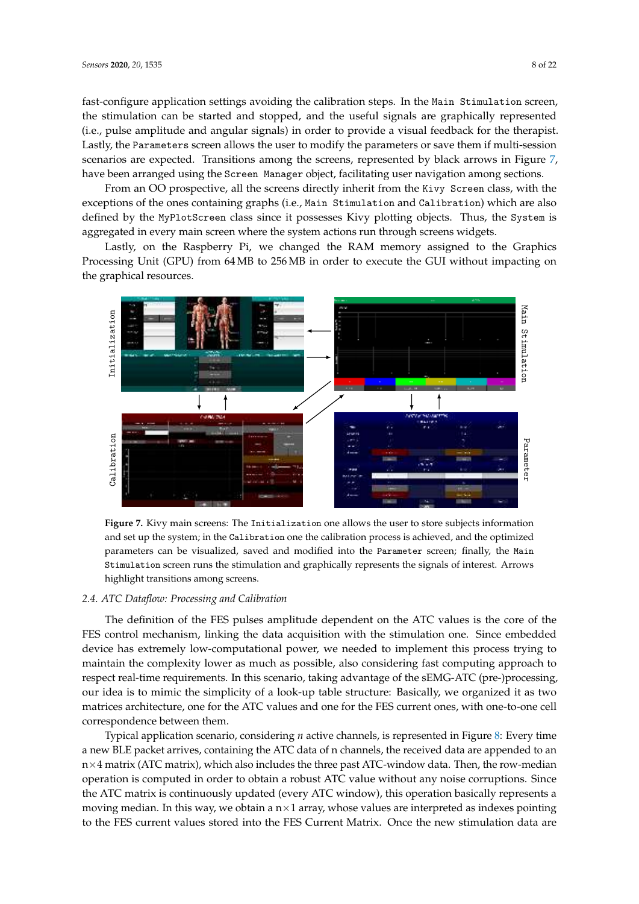fast-configure application settings avoiding the calibration steps. In the `Main Stimulation` screen, the stimulation can be started and stopped, and the useful signals are graphically represented (i.e., pulse amplitude and angular signals) in order to provide a visual feedback for the therapist. Lastly, the `Parameters` screen allows the user to modify the parameters or save them if multi-session scenarios are expected. Transitions among the screens, represented by black arrows in Figure 7, have been arranged using the `Screen Manager` object, facilitating user navigation among sections.

From an OO prospective, all the screens directly inherit from the `Kivy Screen` class, with the exceptions of the ones containing graphs (i.e., `Main Stimulation` and `Calibration`) which are also defined by the `MyPlotScreen` class since it possesses Kivy plotting objects. Thus, the `System` is aggregated in every main screen where the system actions run through screens widgets.

Lastly, on the Raspberry Pi, we changed the RAM memory assigned to the Graphics Processing Unit (GPU) from 64 MB to 256 MB in order to execute the GUI without impacting on the graphical resources.

Initialization

Main Stimulation

Calibration

Parameter

**Figure 7.** Kivy main screens: The `Initialization` one allows the user to store subjects information and set up the system; in the `Calibration` one the calibration process is achieved, and the optimized parameters can be visualized, saved and modified into the `Parameter` screen; finally, the `Main Stimulation` screen runs the stimulation and graphically represents the signals of interest. Arrows highlight transitions among screens.

### 2.4. ATC Dataflow: Processing and Calibration

The definition of the FES pulses amplitude dependent on the ATC values is the core of the FES control mechanism, linking the data acquisition with the stimulation one. Since embedded device has extremely low-computational power, we needed to implement this process trying to maintain the complexity lower as much as possible, also considering fast computing approach to respect real-time requirements. In this scenario, taking advantage of the sEMG-ATC (pre-)processing, our idea is to mimic the simplicity of a look-up table structure: Basically, we organized it as two matrices architecture, one for the ATC values and one for the FES current ones, with one-to-one cell correspondence between them.

Typical application scenario, considering $n$ active channels, is represented in Figure 8: Every time a new BLE packet arrives, containing the ATC data of n channels, the received data are appended to an $n \times 4$ matrix (ATC matrix), which also includes the three past ATC-window data. Then, the row-median operation is computed in order to obtain a robust ATC value without any noise corruptions. Since the ATC matrix is continuously updated (every ATC window), this operation basically represents a moving median. In this way, we obtain a $n \times 1$ array, whose values are interpreted as indexes pointing to the FES current values stored into the FES Current Matrix. Once the new stimulation data are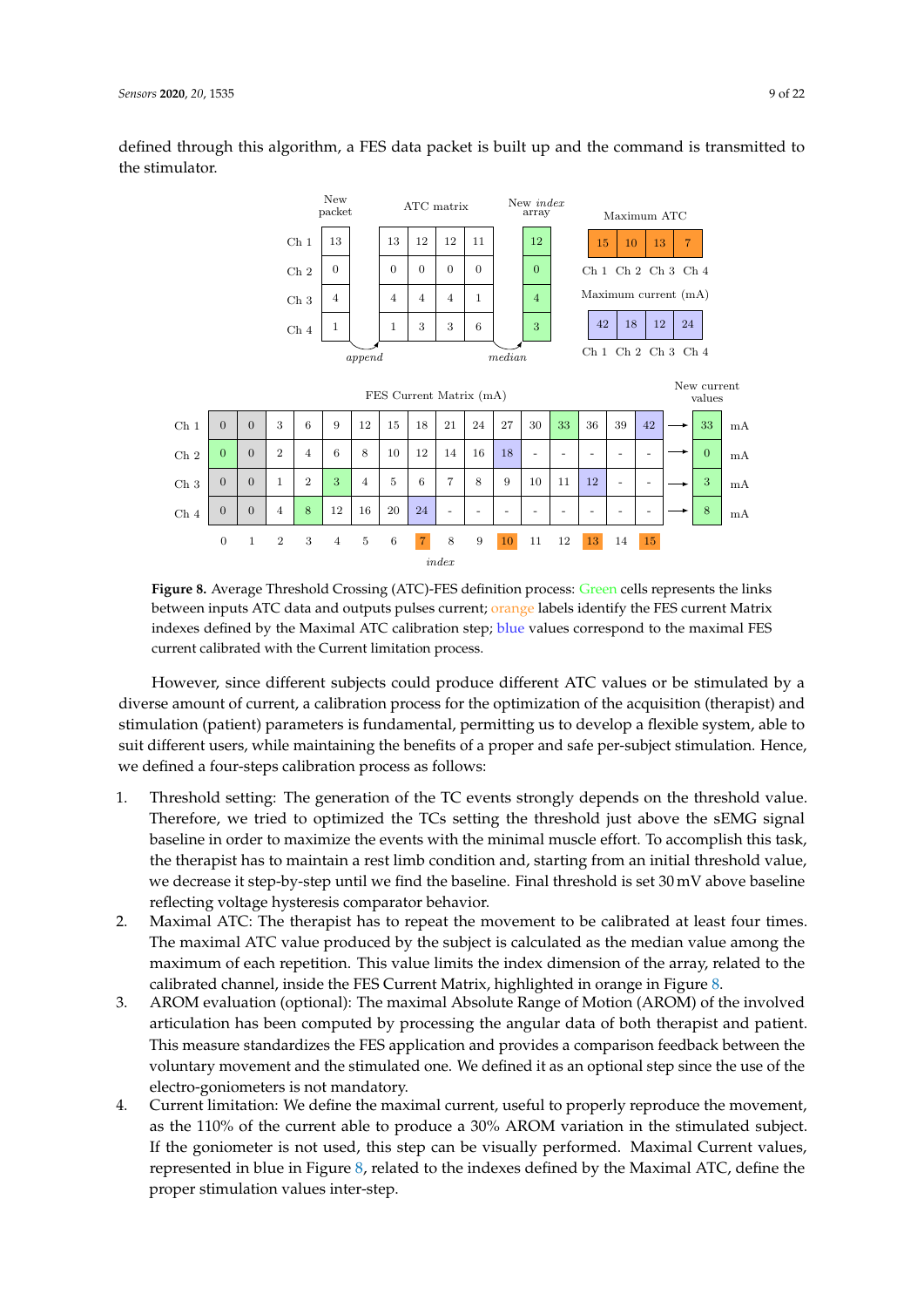defined through this algorithm, a FES data packet is built up and the command is transmitted to the stimulator.

| | New packet | ATC matrix | | | | New *index* array |
|---|---|---|---|---|---|---|
| Ch 1 | 13 | 13 | 12 | 12 | 11 | 12 |
| Ch 2 | 0 | 0 | 0 | 0 | 0 | 0 |
| Ch 3 | 4 | 4 | 4 | 4 | 1 | 4 |
| Ch 4 | 1 | 1 | 3 | 3 | 6 | 3 |

*append* → ATC matrix → *median* → New *index* array

| | Ch 1 | Ch 2 | Ch 3 | Ch 4 |
|---|---|---|---|---|
| Maximum ATC | 15 | 10 | 13 | 7 |
| Maximum current (mA) | 42 | 18 | 12 | 24 |

FES Current Matrix (mA)

| *index* | 0 | 1 | 2 | 3 | 4 | 5 | 6 | 7 | 8 | 9 | 10 | 11 | 12 | 13 | 14 | 15 | New current values |
|---|---|---|---|---|---|---|---|---|---|---|---|---|---|---|---|---|---|
| Ch 1 | 0 | 0 | 3 | 6 | 9 | 12 | 15 | 18 | 21 | 24 | 27 | 30 | 33 | 36 | 39 | 42 | 33 mA |
| Ch 2 | 0 | 0 | 2 | 4 | 6 | 8 | 10 | 12 | 14 | 16 | 18 | - | - | - | - | - | 0 mA |
| Ch 3 | 0 | 0 | 1 | 2 | 3 | 4 | 5 | 6 | 7 | 8 | 9 | 10 | 11 | 12 | - | - | 3 mA |
| Ch 4 | 0 | 0 | 4 | 8 | 12 | 16 | 20 | 24 | - | - | - | - | - | - | - | - | 8 mA |

**Figure 8.** Average Threshold Crossing (ATC)-FES definition process: Green cells represents the links between inputs ATC data and outputs pulses current; orange labels identify the FES current Matrix indexes defined by the Maximal ATC calibration step; blue values correspond to the maximal FES current calibrated with the Current limitation process.

However, since different subjects could produce different ATC values or be stimulated by a diverse amount of current, a calibration process for the optimization of the acquisition (therapist) and stimulation (patient) parameters is fundamental, permitting us to develop a flexible system, able to suit different users, while maintaining the benefits of a proper and safe per-subject stimulation. Hence, we defined a four-steps calibration process as follows:

1. Threshold setting: The generation of the TC events strongly depends on the threshold value. Therefore, we tried to optimized the TCs setting the threshold just above the sEMG signal baseline in order to maximize the events with the minimal muscle effort. To accomplish this task, the therapist has to maintain a rest limb condition and, starting from an initial threshold value, we decrease it step-by-step until we find the baseline. Final threshold is set 30 mV above baseline reflecting voltage hysteresis comparator behavior.
2. Maximal ATC: The therapist has to repeat the movement to be calibrated at least four times. The maximal ATC value produced by the subject is calculated as the median value among the maximum of each repetition. This value limits the index dimension of the array, related to the calibrated channel, inside the FES Current Matrix, highlighted in orange in Figure 8.
3. AROM evaluation (optional): The maximal Absolute Range of Motion (AROM) of the involved articulation has been computed by processing the angular data of both therapist and patient. This measure standardizes the FES application and provides a comparison feedback between the voluntary movement and the stimulated one. We defined it as an optional step since the use of the electro-goniometers is not mandatory.
4. Current limitation: We define the maximal current, useful to properly reproduce the movement, as the 110% of the current able to produce a 30% AROM variation in the stimulated subject. If the goniometer is not used, this step can be visually performed. Maximal Current values, represented in blue in Figure 8, related to the indexes defined by the Maximal ATC, define the proper stimulation values inter-step.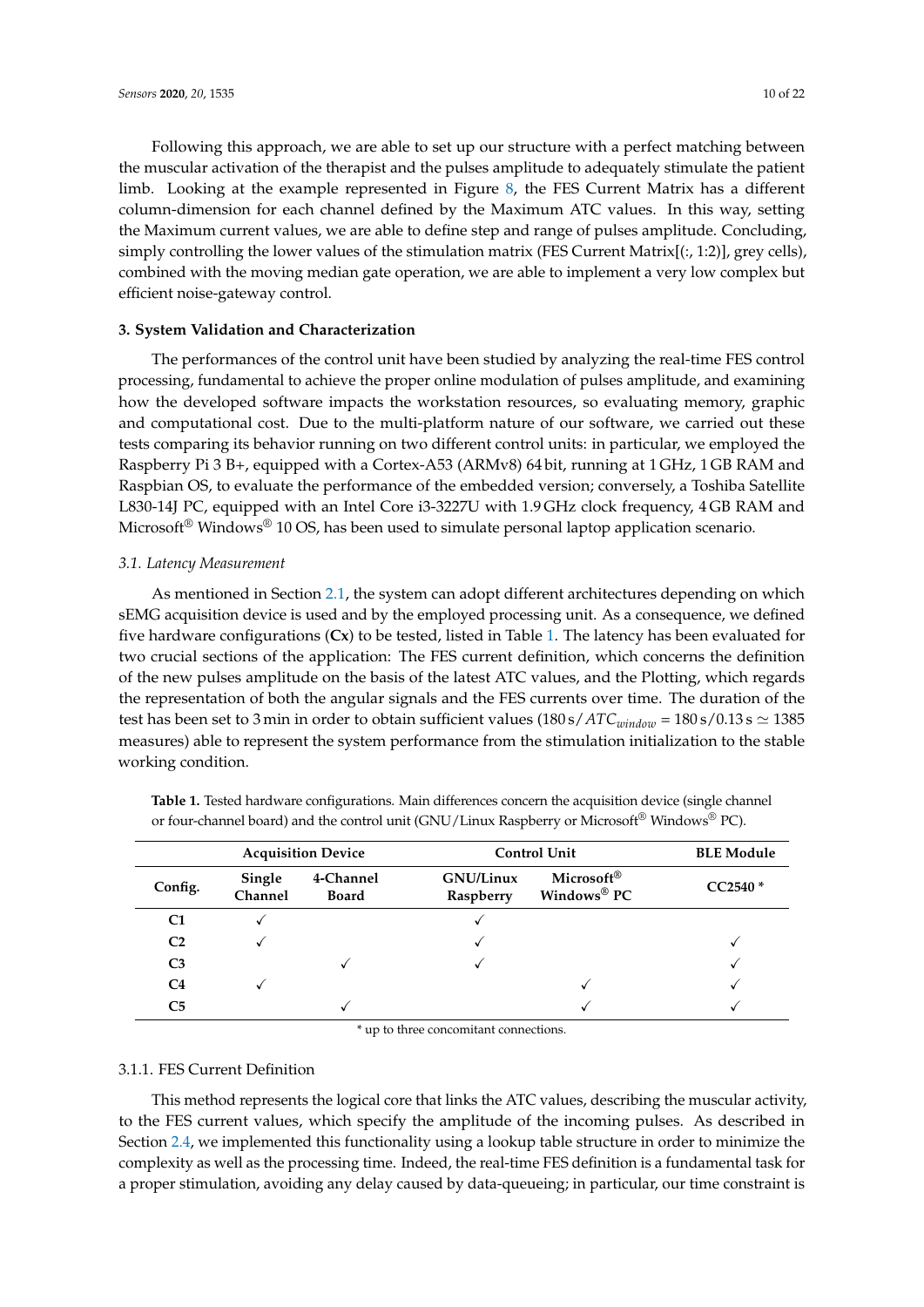Following this approach, we are able to set up our structure with a perfect matching between the muscular activation of the therapist and the pulses amplitude to adequately stimulate the patient limb. Looking at the example represented in Figure 8, the FES Current Matrix has a different column-dimension for each channel defined by the Maximum ATC values. In this way, setting the Maximum current values, we are able to define step and range of pulses amplitude. Concluding, simply controlling the lower values of the stimulation matrix (FES Current Matrix[(:, 1:2)], grey cells), combined with the moving median gate operation, we are able to implement a very low complex but efficient noise-gateway control.

## 3. System Validation and Characterization

The performances of the control unit have been studied by analyzing the real-time FES control processing, fundamental to achieve the proper online modulation of pulses amplitude, and examining how the developed software impacts the workstation resources, so evaluating memory, graphic and computational cost. Due to the multi-platform nature of our software, we carried out these tests comparing its behavior running on two different control units: in particular, we employed the Raspberry Pi 3 B+, equipped with a Cortex-A53 (ARMv8) 64 bit, running at 1 GHz, 1 GB RAM and Raspbian OS, to evaluate the performance of the embedded version; conversely, a Toshiba Satellite L830-14J PC, equipped with an Intel Core i3-3227U with 1.9 GHz clock frequency, 4 GB RAM and Microsoft® Windows® 10 OS, has been used to simulate personal laptop application scenario.

### *3.1. Latency Measurement*

As mentioned in Section 2.1, the system can adopt different architectures depending on which sEMG acquisition device is used and by the employed processing unit. As a consequence, we defined five hardware configurations (**Cx**) to be tested, listed in Table 1. The latency has been evaluated for two crucial sections of the application: The FES current definition, which concerns the definition of the new pulses amplitude on the basis of the latest ATC values, and the Plotting, which regards the representation of both the angular signals and the FES currents over time. The duration of the test has been set to 3 min in order to obtain sufficient values ($180\,\text{s}/ATC_{window} = 180\,\text{s}/0.13\,\text{s} \simeq 1385$ measures) able to represent the system performance from the stimulation initialization to the stable working condition.

**Table 1.** Tested hardware configurations. Main differences concern the acquisition device (single channel or four-channel board) and the control unit (GNU/Linux Raspberry or Microsoft® Windows® PC).

| | Acquisition Device | | Control Unit | | BLE Module |
|---|---|---|---|---|---|
| **Config.** | **Single Channel** | **4-Channel Board** | **GNU/Linux Raspberry** | **Microsoft® Windows® PC** | **CC2540 *** |
| **C1** | ✓ | | ✓ | | |
| **C2** | ✓ | | ✓ | | ✓ |
| **C3** | | ✓ | ✓ | | ✓ |
| **C4** | ✓ | | | ✓ | ✓ |
| **C5** | | ✓ | | ✓ | ✓ |

\* up to three concomitant connections.

#### 3.1.1. FES Current Definition

This method represents the logical core that links the ATC values, describing the muscular activity, to the FES current values, which specify the amplitude of the incoming pulses. As described in Section 2.4, we implemented this functionality using a lookup table structure in order to minimize the complexity as well as the processing time. Indeed, the real-time FES definition is a fundamental task for a proper stimulation, avoiding any delay caused by data-queueing; in particular, our time constraint is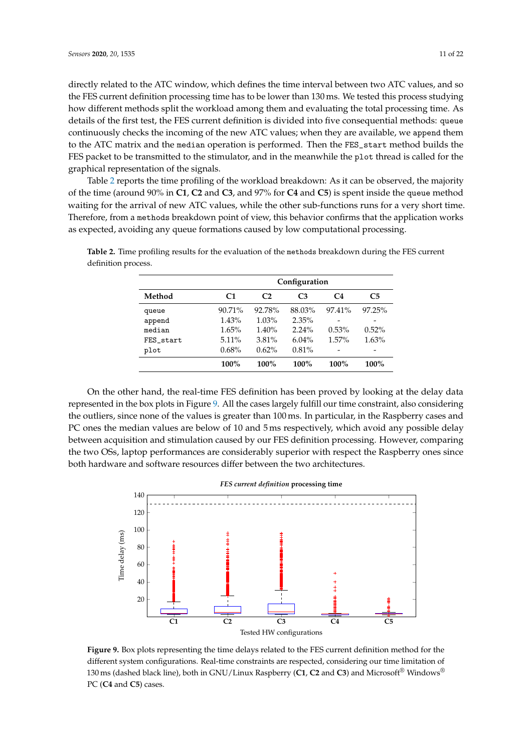directly related to the ATC window, which defines the time interval between two ATC values, and so the FES current definition processing time has to be lower than 130 ms. We tested this process studying how different methods split the workload among them and evaluating the total processing time. As details of the first test, the FES current definition is divided into five consequential methods: `queue` continuously checks the incoming of the new ATC values; when they are available, we `append` them to the ATC matrix and the `median` operation is performed. Then the `FES_start` method builds the FES packet to be transmitted to the stimulator, and in the meanwhile the `plot` thread is called for the graphical representation of the signals.

Table 2 reports the time profiling of the workload breakdown: As it can be observed, the majority of the time (around 90% in **C1**, **C2** and **C3**, and 97% for **C4** and **C5**) is spent inside the `queue` method waiting for the arrival of new ATC values, while the other sub-functions runs for a very short time. Therefore, from a `methods` breakdown point of view, this behavior confirms that the application works as expected, avoiding any queue formations caused by low computational processing.

**Table 2.** Time profiling results for the evaluation of the `methods` breakdown during the FES current definition process.

| | **Configuration** | | | | |
|---|---|---|---|---|---|
| **Method** | **C1** | **C2** | **C3** | **C4** | **C5** |
| `queue` | 90.71% | 92.78% | 88.03% | 97.41% | 97.25% |
| `append` | 1.43% | 1.03% | 2.35% | - | - |
| `median` | 1.65% | 1.40% | 2.24% | 0.53% | 0.52% |
| `FES_start` | 5.11% | 3.81% | 6.04% | 1.57% | 1.63% |
| `plot` | 0.68% | 0.62% | 0.81% | - | - |
| | **100%** | **100%** | **100%** | **100%** | **100%** |

On the other hand, the real-time FES definition has been proved by looking at the delay data represented in the box plots in Figure 9. All the cases largely fulfill our time constraint, also considering the outliers, since none of the values is greater than 100 ms. In particular, in the Raspberry cases and PC ones the median values are below of 10 and 5 ms respectively, which avoid any possible delay between acquisition and stimulation caused by our FES definition processing. However, comparing the two OSs, laptop performances are considerably superior with respect the Raspberry ones since both hardware and software resources differ between the two architectures.

**Figure 9.** Box plots representing the time delays related to the FES current definition method for the different system configurations. Real-time constraints are respected, considering our time limitation of 130 ms (dashed black line), both in GNU/Linux Raspberry (**C1**, **C2** and **C3**) and Microsoft® Windows® PC (**C4** and **C5**) cases.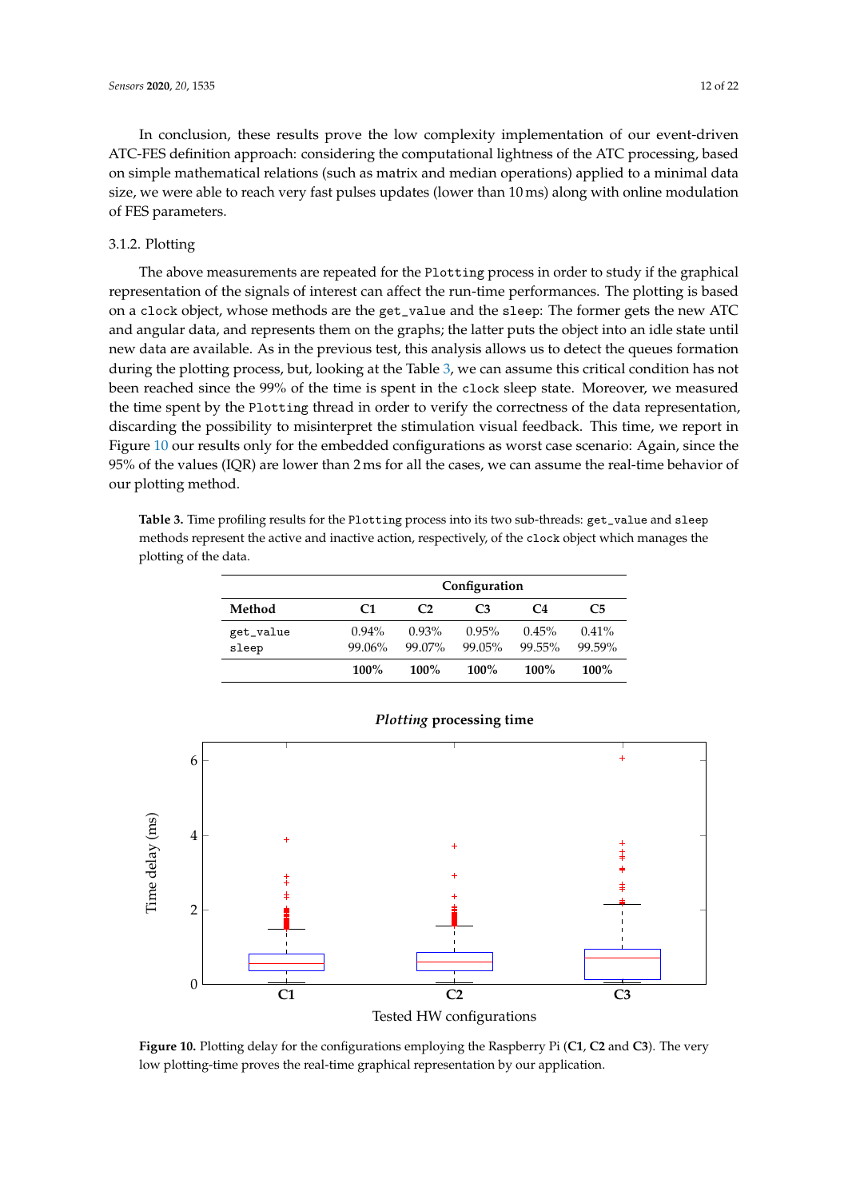In conclusion, these results prove the low complexity implementation of our event-driven ATC-FES definition approach: considering the computational lightness of the ATC processing, based on simple mathematical relations (such as matrix and median operations) applied to a minimal data size, we were able to reach very fast pulses updates (lower than 10 ms) along with online modulation of FES parameters.

### 3.1.2. Plotting

The above measurements are repeated for the `Plotting` process in order to study if the graphical representation of the signals of interest can affect the run-time performances. The plotting is based on a `clock` object, whose methods are the `get_value` and the `sleep`: The former gets the new ATC and angular data, and represents them on the graphs; the latter puts the object into an idle state until new data are available. As in the previous test, this analysis allows us to detect the queues formation during the plotting process, but, looking at the Table 3, we can assume this critical condition has not been reached since the 99% of the time is spent in the `clock` sleep state. Moreover, we measured the time spent by the `Plotting` thread in order to verify the correctness of the data representation, discarding the possibility to misinterpret the stimulation visual feedback. This time, we report in Figure 10 our results only for the embedded configurations as worst case scenario: Again, since the 95% of the values (IQR) are lower than 2 ms for all the cases, we can assume the real-time behavior of our plotting method.

**Table 3.** Time profiling results for the `Plotting` process into its two sub-threads: `get_value` and `sleep` methods represent the active and inactive action, respectively, of the `clock` object which manages the plotting of the data.

| | Configuration | | | | |
|---|---|---|---|---|---|
| **Method** | **C1** | **C2** | **C3** | **C4** | **C5** |
| `get_value` | 0.94% | 0.93% | 0.95% | 0.45% | 0.41% |
| `sleep` | 99.06% | 99.07% | 99.05% | 99.55% | 99.59% |
| | **100%** | **100%** | **100%** | **100%** | **100%** |

**Figure 10.** Plotting delay for the configurations employing the Raspberry Pi (**C1**, **C2** and **C3**). The very low plotting-time proves the real-time graphical representation by our application.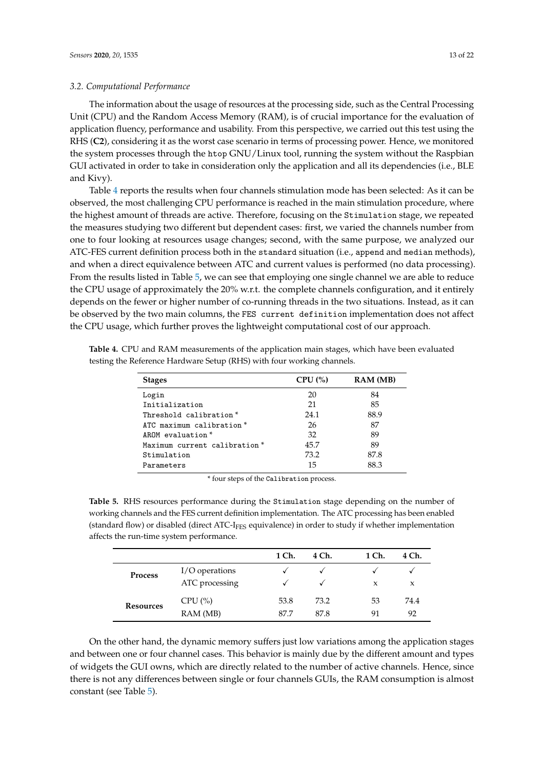### 3.2. Computational Performance

The information about the usage of resources at the processing side, such as the Central Processing Unit (CPU) and the Random Access Memory (RAM), is of crucial importance for the evaluation of application fluency, performance and usability. From this perspective, we carried out this test using the RHS (**C2**), considering it as the worst case scenario in terms of processing power. Hence, we monitored the system processes through the `htop` GNU/Linux tool, running the system without the Raspbian GUI activated in order to take in consideration only the application and all its dependencies (i.e., BLE and Kivy).

Table 4 reports the results when four channels stimulation mode has been selected: As it can be observed, the most challenging CPU performance is reached in the main stimulation procedure, where the highest amount of threads are active. Therefore, focusing on the `Stimulation` stage, we repeated the measures studying two different but dependent cases: first, we varied the channels number from one to four looking at resources usage changes; second, with the same purpose, we analyzed our ATC-FES current definition process both in the `standard` situation (i.e., `append` and `median` methods), and when a direct equivalence between ATC and current values is performed (no data processing). From the results listed in Table 5, we can see that employing one single channel we are able to reduce the CPU usage of approximately the 20% w.r.t. the complete channels configuration, and it entirely depends on the fewer or higher number of co-running threads in the two situations. Instead, as it can be observed by the two main columns, the `FES current definition` implementation does not affect the CPU usage, which further proves the lightweight computational cost of our approach.

**Table 4.** CPU and RAM measurements of the application main stages, which have been evaluated testing the Reference Hardware Setup (RHS) with four working channels.

| Stages | CPU (%) | RAM (MB) |
| --- | --- | --- |
| `Login` | 20 | 84 |
| `Initialization` | 21 | 85 |
| `Threshold calibration` * | 24.1 | 88.9 |
| `ATC maximum calibration` * | 26 | 87 |
| `AROM evaluation` * | 32 | 89 |
| `Maximum current calibration` * | 45.7 | 89 |
| `Stimulation` | 73.2 | 87.8 |
| `Parameters` | 15 | 88.3 |

\* four steps of the `Calibration` process.

**Table 5.** RHS resources performance during the `Stimulation` stage depending on the number of working channels and the FES current definition implementation. The ATC processing has been enabled (standard flow) or disabled (direct ATC-$I_{FES}$ equivalence) in order to study if whether implementation affects the run-time system performance.

| | | 1 Ch. | 4 Ch. | 1 Ch. | 4 Ch. |
| --- | --- | --- | --- | --- | --- |
| **Process** | I/O operations | ✓ | ✓ | ✓ | ✓ |
| | ATC processing | ✓ | ✓ | x | x |
| **Resources** | CPU (%) | 53.8 | 73.2 | 53 | 74.4 |
| | RAM (MB) | 87.7 | 87.8 | 91 | 92 |

On the other hand, the dynamic memory suffers just low variations among the application stages and between one or four channel cases. This behavior is mainly due by the different amount and types of widgets the GUI owns, which are directly related to the number of active channels. Hence, since there is not any differences between single or four channels GUIs, the RAM consumption is almost constant (see Table 5).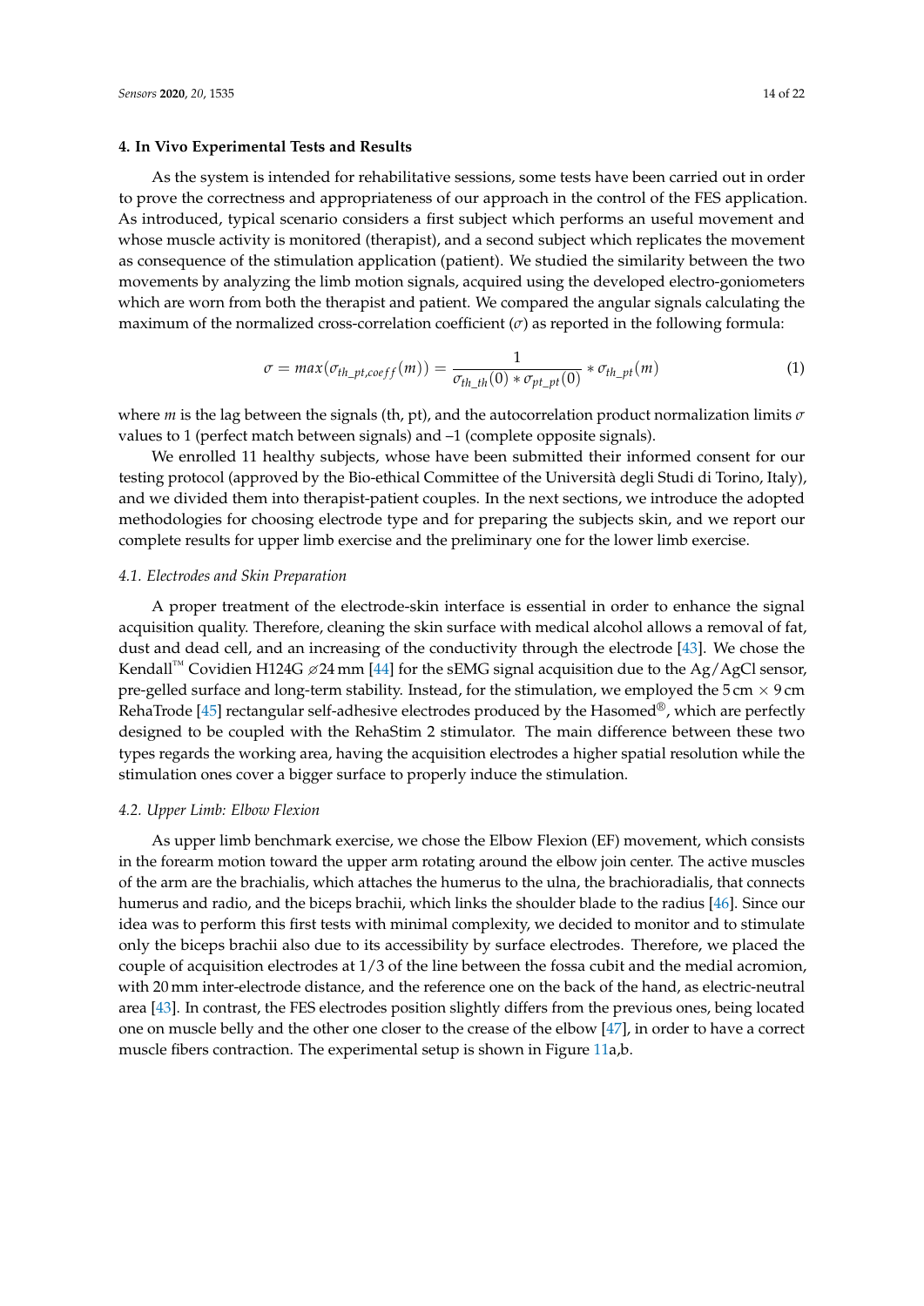## 4. In Vivo Experimental Tests and Results

As the system is intended for rehabilitative sessions, some tests have been carried out in order to prove the correctness and appropriateness of our approach in the control of the FES application. As introduced, typical scenario considers a first subject which performs an useful movement and whose muscle activity is monitored (therapist), and a second subject which replicates the movement as consequence of the stimulation application (patient). We studied the similarity between the two movements by analyzing the limb motion signals, acquired using the developed electro-goniometers which are worn from both the therapist and patient. We compared the angular signals calculating the maximum of the normalized cross-correlation coefficient ($\sigma$) as reported in the following formula:

$$\sigma = max(\sigma_{th\_pt,coeff}(m)) = \frac{1}{\sigma_{th\_th}(0) * \sigma_{pt\_pt}(0)} * \sigma_{th\_pt}(m) \tag{1}$$

where $m$ is the lag between the signals (th, pt), and the autocorrelation product normalization limits $\sigma$ values to 1 (perfect match between signals) and –1 (complete opposite signals).

We enrolled 11 healthy subjects, whose have been submitted their informed consent for our testing protocol (approved by the Bio-ethical Committee of the Università degli Studi di Torino, Italy), and we divided them into therapist-patient couples. In the next sections, we introduce the adopted methodologies for choosing electrode type and for preparing the subjects skin, and we report our complete results for upper limb exercise and the preliminary one for the lower limb exercise.

### 4.1. Electrodes and Skin Preparation

A proper treatment of the electrode-skin interface is essential in order to enhance the signal acquisition quality. Therefore, cleaning the skin surface with medical alcohol allows a removal of fat, dust and dead cell, and an increasing of the conductivity through the electrode [43]. We chose the Kendall™ Covidien H124G ⌀24 mm [44] for the sEMG signal acquisition due to the Ag/AgCl sensor, pre-gelled surface and long-term stability. Instead, for the stimulation, we employed the 5 cm × 9 cm RehaTrode [45] rectangular self-adhesive electrodes produced by the Hasomed®, which are perfectly designed to be coupled with the RehaStim 2 stimulator. The main difference between these two types regards the working area, having the acquisition electrodes a higher spatial resolution while the stimulation ones cover a bigger surface to properly induce the stimulation.

### 4.2. Upper Limb: Elbow Flexion

As upper limb benchmark exercise, we chose the Elbow Flexion (EF) movement, which consists in the forearm motion toward the upper arm rotating around the elbow join center. The active muscles of the arm are the brachialis, which attaches the humerus to the ulna, the brachioradialis, that connects humerus and radio, and the biceps brachii, which links the shoulder blade to the radius [46]. Since our idea was to perform this first tests with minimal complexity, we decided to monitor and to stimulate only the biceps brachii also due to its accessibility by surface electrodes. Therefore, we placed the couple of acquisition electrodes at 1/3 of the line between the fossa cubit and the medial acromion, with 20 mm inter-electrode distance, and the reference one on the back of the hand, as electric-neutral area [43]. In contrast, the FES electrodes position slightly differs from the previous ones, being located one on muscle belly and the other one closer to the crease of the elbow [47], in order to have a correct muscle fibers contraction. The experimental setup is shown in Figure 11a,b.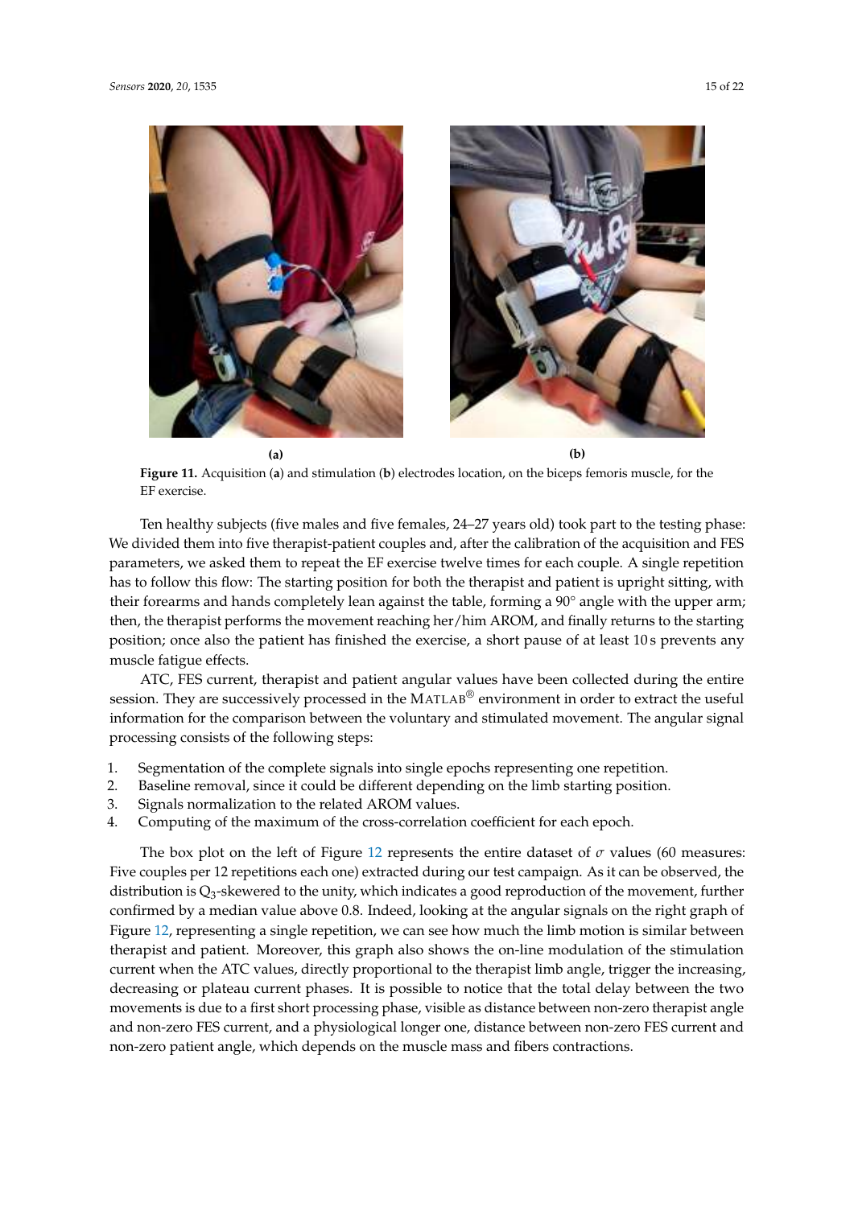(a)

(b)

**Figure 11.** Acquisition (**a**) and stimulation (**b**) electrodes location, on the biceps femoris muscle, for the EF exercise.

Ten healthy subjects (five males and five females, 24–27 years old) took part to the testing phase: We divided them into five therapist-patient couples and, after the calibration of the acquisition and FES parameters, we asked them to repeat the EF exercise twelve times for each couple. A single repetition has to follow this flow: The starting position for both the therapist and patient is upright sitting, with their forearms and hands completely lean against the table, forming a 90° angle with the upper arm; then, the therapist performs the movement reaching her/him AROM, and finally returns to the starting position; once also the patient has finished the exercise, a short pause of at least 10 s prevents any muscle fatigue effects.

ATC, FES current, therapist and patient angular values have been collected during the entire session. They are successively processed in the MATLAB® environment in order to extract the useful information for the comparison between the voluntary and stimulated movement. The angular signal processing consists of the following steps:

1. Segmentation of the complete signals into single epochs representing one repetition.
2. Baseline removal, since it could be different depending on the limb starting position.
3. Signals normalization to the related AROM values.
4. Computing of the maximum of the cross-correlation coefficient for each epoch.

The box plot on the left of Figure 12 represents the entire dataset of $\sigma$ values (60 measures: Five couples per 12 repetitions each one) extracted during our test campaign. As it can be observed, the distribution is $Q_3$-skewered to the unity, which indicates a good reproduction of the movement, further confirmed by a median value above 0.8. Indeed, looking at the angular signals on the right graph of Figure 12, representing a single repetition, we can see how much the limb motion is similar between therapist and patient. Moreover, this graph also shows the on-line modulation of the stimulation current when the ATC values, directly proportional to the therapist limb angle, trigger the increasing, decreasing or plateau current phases. It is possible to notice that the total delay between the two movements is due to a first short processing phase, visible as distance between non-zero therapist angle and non-zero FES current, and a physiological longer one, distance between non-zero FES current and non-zero patient angle, which depends on the muscle mass and fibers contractions.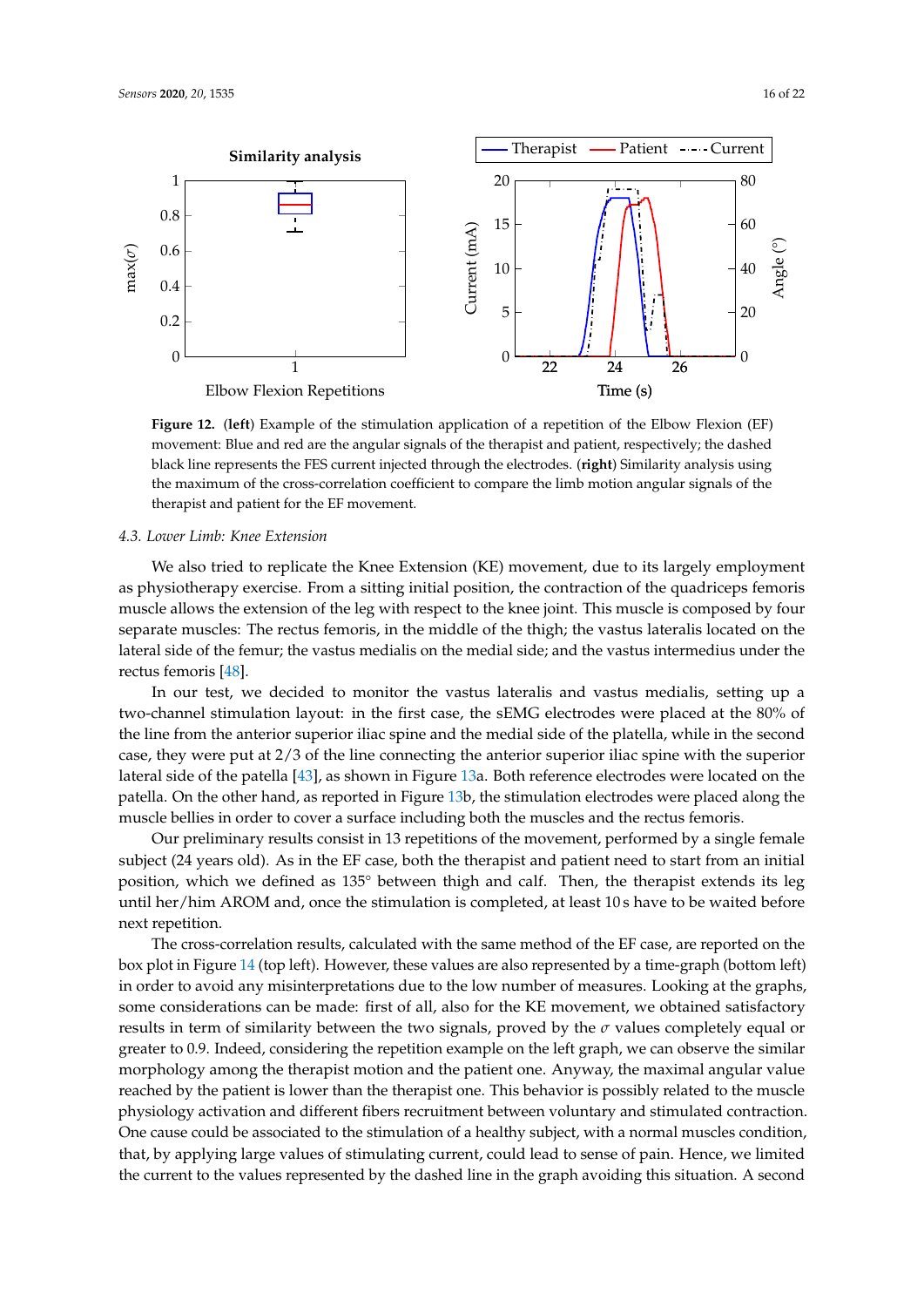**Figure 12.** (**left**) Example of the stimulation application of a repetition of the Elbow Flexion (EF) movement: Blue and red are the angular signals of the therapist and patient, respectively; the dashed black line represents the FES current injected through the electrodes. (**right**) Similarity analysis using the maximum of the cross-correlation coefficient to compare the limb motion angular signals of the therapist and patient for the EF movement.

### 4.3. Lower Limb: Knee Extension

We also tried to replicate the Knee Extension (KE) movement, due to its largely employment as physiotherapy exercise. From a sitting initial position, the contraction of the quadriceps femoris muscle allows the extension of the leg with respect to the knee joint. This muscle is composed by four separate muscles: The rectus femoris, in the middle of the thigh; the vastus lateralis located on the lateral side of the femur; the vastus medialis on the medial side; and the vastus intermedius under the rectus femoris [48].

In our test, we decided to monitor the vastus lateralis and vastus medialis, setting up a two-channel stimulation layout: in the first case, the sEMG electrodes were placed at the 80% of the line from the anterior superior iliac spine and the medial side of the platella, while in the second case, they were put at 2/3 of the line connecting the anterior superior iliac spine with the superior lateral side of the patella [43], as shown in Figure 13a. Both reference electrodes were located on the patella. On the other hand, as reported in Figure 13b, the stimulation electrodes were placed along the muscle bellies in order to cover a surface including both the muscles and the rectus femoris.

Our preliminary results consist in 13 repetitions of the movement, performed by a single female subject (24 years old). As in the EF case, both the therapist and patient need to start from an initial position, which we defined as 135° between thigh and calf. Then, the therapist extends its leg until her/him AROM and, once the stimulation is completed, at least 10 s have to be waited before next repetition.

The cross-correlation results, calculated with the same method of the EF case, are reported on the box plot in Figure 14 (top left). However, these values are also represented by a time-graph (bottom left) in order to avoid any misinterpretations due to the low number of measures. Looking at the graphs, some considerations can be made: first of all, also for the KE movement, we obtained satisfactory results in term of similarity between the two signals, proved by the $\sigma$ values completely equal or greater to 0.9. Indeed, considering the repetition example on the left graph, we can observe the similar morphology among the therapist motion and the patient one. Anyway, the maximal angular value reached by the patient is lower than the therapist one. This behavior is possibly related to the muscle physiology activation and different fibers recruitment between voluntary and stimulated contraction. One cause could be associated to the stimulation of a healthy subject, with a normal muscles condition, that, by applying large values of stimulating current, could lead to sense of pain. Hence, we limited the current to the values represented by the dashed line in the graph avoiding this situation. A second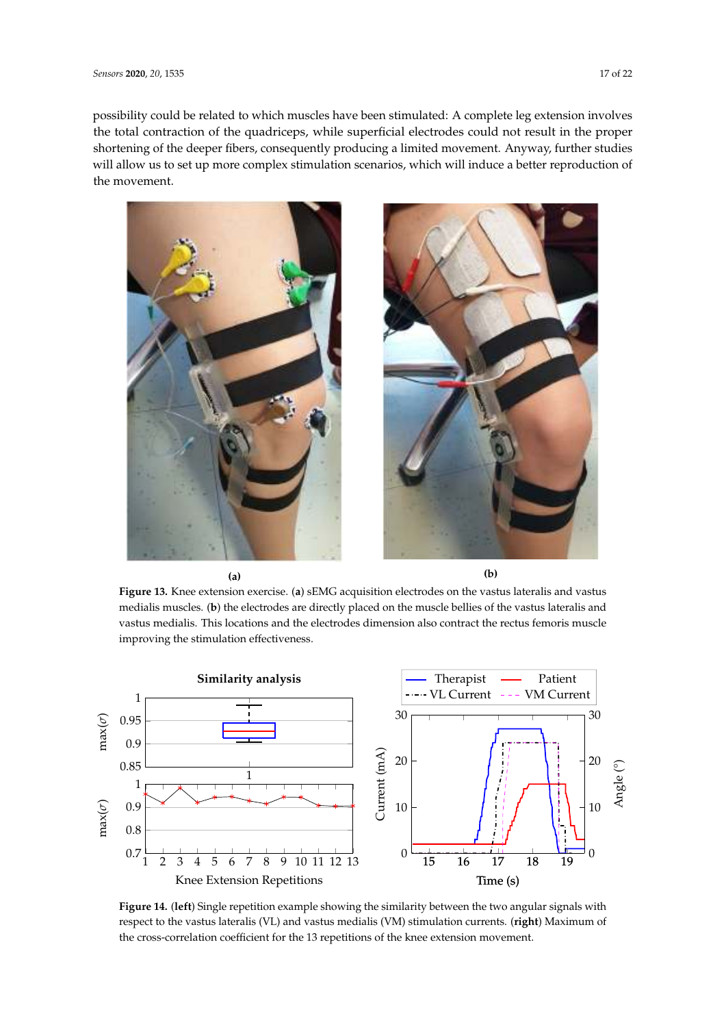possibility could be related to which muscles have been stimulated: A complete leg extension involves the total contraction of the quadriceps, while superficial electrodes could not result in the proper shortening of the deeper fibers, consequently producing a limited movement. Anyway, further studies will allow us to set up more complex stimulation scenarios, which will induce a better reproduction of the movement.

**Figure 13.** Knee extension exercise. (**a**) sEMG acquisition electrodes on the vastus lateralis and vastus medialis muscles. (**b**) the electrodes are directly placed on the muscle bellies of the vastus lateralis and vastus medialis. This locations and the electrodes dimension also contract the rectus femoris muscle improving the stimulation effectiveness.

**Figure 14.** (**left**) Single repetition example showing the similarity between the two angular signals with respect to the vastus lateralis (VL) and vastus medialis (VM) stimulation currents. (**right**) Maximum of the cross-correlation coefficient for the 13 repetitions of the knee extension movement.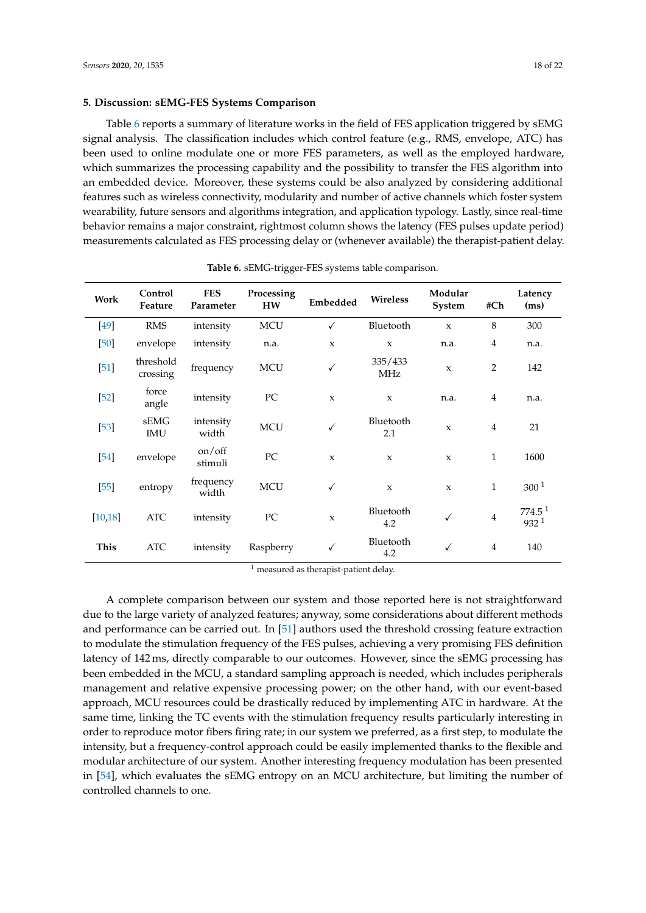## 5. Discussion: sEMG-FES Systems Comparison

Table 6 reports a summary of literature works in the field of FES application triggered by sEMG signal analysis. The classification includes which control feature (e.g., RMS, envelope, ATC) has been used to online modulate one or more FES parameters, as well as the employed hardware, which summarizes the processing capability and the possibility to transfer the FES algorithm into an embedded device. Moreover, these systems could be also analyzed by considering additional features such as wireless connectivity, modularity and number of active channels which foster system wearability, future sensors and algorithms integration, and application typology. Lastly, since real-time behavior remains a major constraint, rightmost column shows the latency (FES pulses update period) measurements calculated as FES processing delay or (whenever available) the therapist-patient delay.

**Table 6.** sEMG-trigger-FES systems table comparison.

| Work | Control Feature | FES Parameter | Processing HW | Embedded | Wireless | Modular System | #Ch | Latency (ms) |
|---|---|---|---|---|---|---|---|---|
| [49] | RMS | intensity | MCU | ✓ | Bluetooth | x | 8 | 300 |
| [50] | envelope | intensity | n.a. | x | x | n.a. | 4 | n.a. |
| [51] | threshold crossing | frequency | MCU | ✓ | 335/433 MHz | x | 2 | 142 |
| [52] | force angle | intensity | PC | x | x | n.a. | 4 | n.a. |
| [53] | sEMG IMU | intensity width | MCU | ✓ | Bluetooth 2.1 | x | 4 | 21 |
| [54] | envelope | on/off stimuli | PC | x | x | x | 1 | 1600 |
| [55] | entropy | frequency width | MCU | ✓ | x | x | 1 | 300 [1] |
| [10,18] | ATC | intensity | PC | x | Bluetooth 4.2 | ✓ | 4 | 774.5 [1] 932 [1] |
| **This** | ATC | intensity | Raspberry | ✓ | Bluetooth 4.2 | ✓ | 4 | 140 |

[1] measured as therapist-patient delay.

A complete comparison between our system and those reported here is not straightforward due to the large variety of analyzed features; anyway, some considerations about different methods and performance can be carried out. In [51] authors used the threshold crossing feature extraction to modulate the stimulation frequency of the FES pulses, achieving a very promising FES definition latency of 142 ms, directly comparable to our outcomes. However, since the sEMG processing has been embedded in the MCU, a standard sampling approach is needed, which includes peripherals management and relative expensive processing power; on the other hand, with our event-based approach, MCU resources could be drastically reduced by implementing ATC in hardware. At the same time, linking the TC events with the stimulation frequency results particularly interesting in order to reproduce motor fibers firing rate; in our system we preferred, as a first step, to modulate the intensity, but a frequency-control approach could be easily implemented thanks to the flexible and modular architecture of our system. Another interesting frequency modulation has been presented in [54], which evaluates the sEMG entropy on an MCU architecture, but limiting the number of controlled channels to one.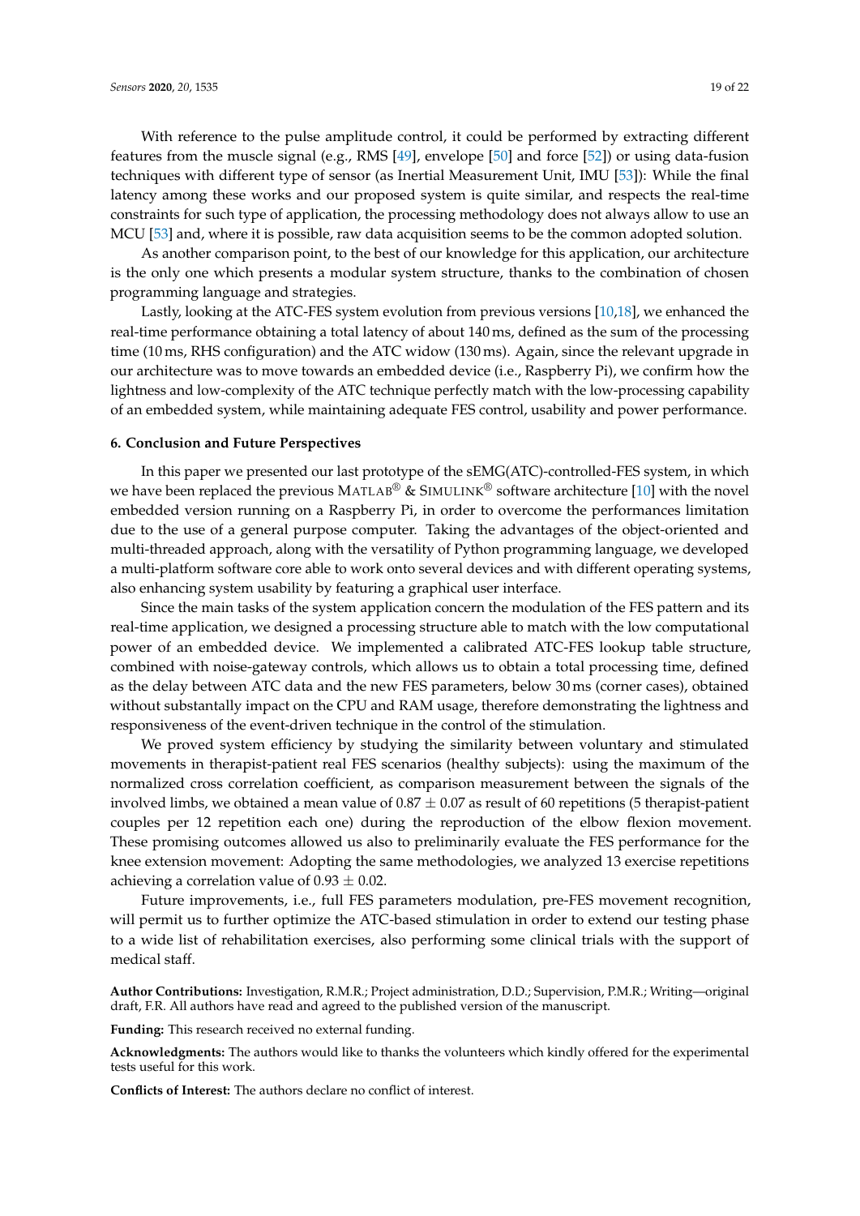With reference to the pulse amplitude control, it could be performed by extracting different features from the muscle signal (e.g., RMS [49], envelope [50] and force [52]) or using data-fusion techniques with different type of sensor (as Inertial Measurement Unit, IMU [53]): While the final latency among these works and our proposed system is quite similar, and respects the real-time constraints for such type of application, the processing methodology does not always allow to use an MCU [53] and, where it is possible, raw data acquisition seems to be the common adopted solution.

As another comparison point, to the best of our knowledge for this application, our architecture is the only one which presents a modular system structure, thanks to the combination of chosen programming language and strategies.

Lastly, looking at the ATC-FES system evolution from previous versions [10,18], we enhanced the real-time performance obtaining a total latency of about 140 ms, defined as the sum of the processing time (10 ms, RHS configuration) and the ATC widow (130 ms). Again, since the relevant upgrade in our architecture was to move towards an embedded device (i.e., Raspberry Pi), we confirm how the lightness and low-complexity of the ATC technique perfectly match with the low-processing capability of an embedded system, while maintaining adequate FES control, usability and power performance.

## 6. Conclusion and Future Perspectives

In this paper we presented our last prototype of the sEMG(ATC)-controlled-FES system, in which we have been replaced the previous MATLAB® & SIMULINK® software architecture [10] with the novel embedded version running on a Raspberry Pi, in order to overcome the performances limitation due to the use of a general purpose computer. Taking the advantages of the object-oriented and multi-threaded approach, along with the versatility of Python programming language, we developed a multi-platform software core able to work onto several devices and with different operating systems, also enhancing system usability by featuring a graphical user interface.

Since the main tasks of the system application concern the modulation of the FES pattern and its real-time application, we designed a processing structure able to match with the low computational power of an embedded device. We implemented a calibrated ATC-FES lookup table structure, combined with noise-gateway controls, which allows us to obtain a total processing time, defined as the delay between ATC data and the new FES parameters, below 30 ms (corner cases), obtained without substantally impact on the CPU and RAM usage, therefore demonstrating the lightness and responsiveness of the event-driven technique in the control of the stimulation.

We proved system efficiency by studying the similarity between voluntary and stimulated movements in therapist-patient real FES scenarios (healthy subjects): using the maximum of the normalized cross correlation coefficient, as comparison measurement between the signals of the involved limbs, we obtained a mean value of $0.87 \pm 0.07$ as result of 60 repetitions (5 therapist-patient couples per 12 repetition each one) during the reproduction of the elbow flexion movement. These promising outcomes allowed us also to preliminarily evaluate the FES performance for the knee extension movement: Adopting the same methodologies, we analyzed 13 exercise repetitions achieving a correlation value of $0.93 \pm 0.02$.

Future improvements, i.e., full FES parameters modulation, pre-FES movement recognition, will permit us to further optimize the ATC-based stimulation in order to extend our testing phase to a wide list of rehabilitation exercises, also performing some clinical trials with the support of medical staff.

**Author Contributions:** Investigation, R.M.R.; Project administration, D.D.; Supervision, P.M.R.; Writing—original draft, F.R. All authors have read and agreed to the published version of the manuscript.

**Funding:** This research received no external funding.

**Acknowledgments:** The authors would like to thanks the volunteers which kindly offered for the experimental tests useful for this work.

**Conflicts of Interest:** The authors declare no conflict of interest.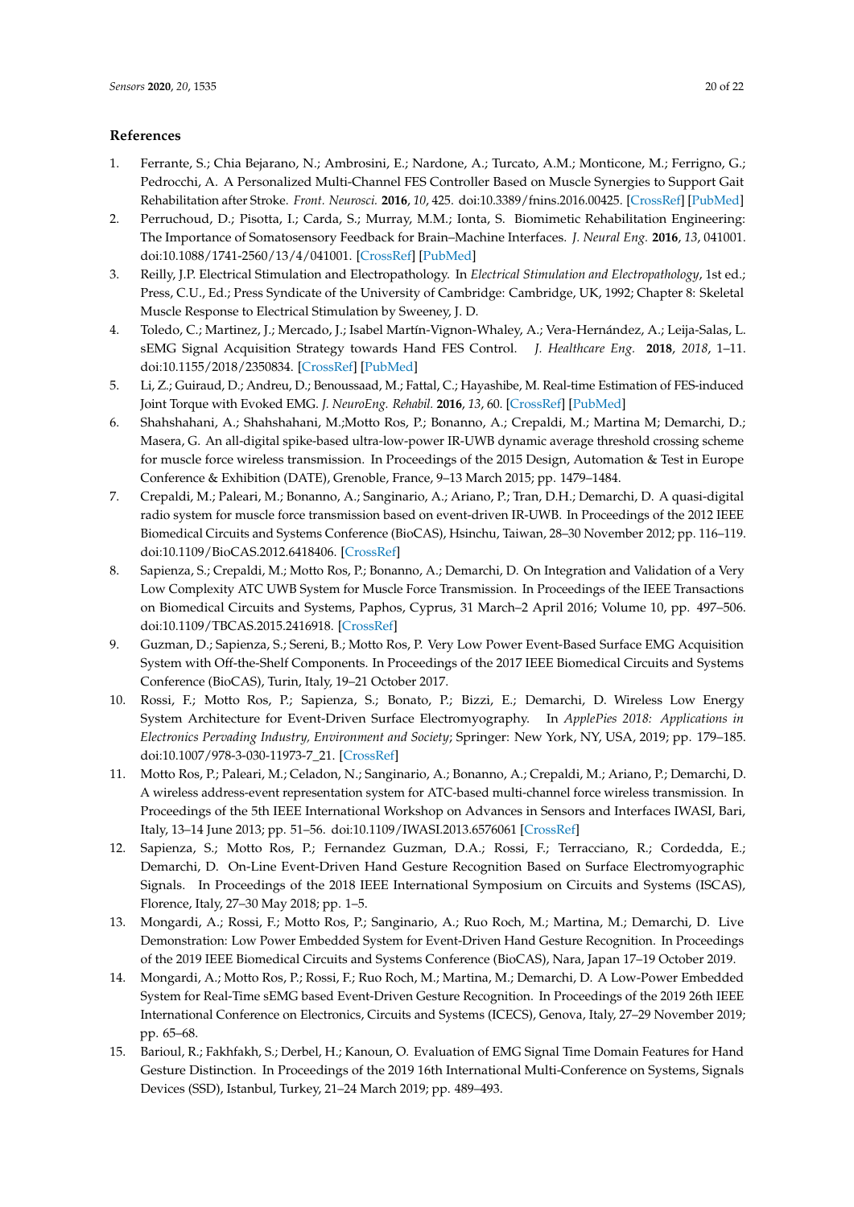## References

1. Ferrante, S.; Chia Bejarano, N.; Ambrosini, E.; Nardone, A.; Turcato, A.M.; Monticone, M.; Ferrigno, G.; Pedrocchi, A. A Personalized Multi-Channel FES Controller Based on Muscle Synergies to Support Gait Rehabilitation after Stroke. *Front. Neurosci.* **2016**, *10*, 425. doi:10.3389/fnins.2016.00425. [CrossRef] [PubMed]
2. Perruchoud, D.; Pisotta, I.; Carda, S.; Murray, M.M.; Ionta, S. Biomimetic Rehabilitation Engineering: The Importance of Somatosensory Feedback for Brain–Machine Interfaces. *J. Neural Eng.* **2016**, *13*, 041001. doi:10.1088/1741-2560/13/4/041001. [CrossRef] [PubMed]
3. Reilly, J.P. Electrical Stimulation and Electropathology. In *Electrical Stimulation and Electropathology*, 1st ed.; Press, C.U., Ed.; Press Syndicate of the University of Cambridge: Cambridge, UK, 1992; Chapter 8: Skeletal Muscle Response to Electrical Stimulation by Sweeney, J. D.
4. Toledo, C.; Martinez, J.; Mercado, J.; Isabel Martín-Vignon-Whaley, A.; Vera-Hernández, A.; Leija-Salas, L. sEMG Signal Acquisition Strategy towards Hand FES Control. *J. Healthcare Eng.* **2018**, *2018*, 1–11. doi:10.1155/2018/2350834. [CrossRef] [PubMed]
5. Li, Z.; Guiraud, D.; Andreu, D.; Benoussaad, M.; Fattal, C.; Hayashibe, M. Real-time Estimation of FES-induced Joint Torque with Evoked EMG. *J. NeuroEng. Rehabil.* **2016**, *13*, 60. [CrossRef] [PubMed]
6. Shahshahani, A.; Shahshahani, M.;Motto Ros, P.; Bonanno, A.; Crepaldi, M.; Martina M; Demarchi, D.; Masera, G. An all-digital spike-based ultra-low-power IR-UWB dynamic average threshold crossing scheme for muscle force wireless transmission. In Proceedings of the 2015 Design, Automation & Test in Europe Conference & Exhibition (DATE), Grenoble, France, 9–13 March 2015; pp. 1479–1484.
7. Crepaldi, M.; Paleari, M.; Bonanno, A.; Sanginario, A.; Ariano, P.; Tran, D.H.; Demarchi, D. A quasi-digital radio system for muscle force transmission based on event-driven IR-UWB. In Proceedings of the 2012 IEEE Biomedical Circuits and Systems Conference (BioCAS), Hsinchu, Taiwan, 28–30 November 2012; pp. 116–119. doi:10.1109/BioCAS.2012.6418406. [CrossRef]
8. Sapienza, S.; Crepaldi, M.; Motto Ros, P.; Bonanno, A.; Demarchi, D. On Integration and Validation of a Very Low Complexity ATC UWB System for Muscle Force Transmission. In Proceedings of the IEEE Transactions on Biomedical Circuits and Systems, Paphos, Cyprus, 31 March–2 April 2016; Volume 10, pp. 497–506. doi:10.1109/TBCAS.2015.2416918. [CrossRef]
9. Guzman, D.; Sapienza, S.; Sereni, B.; Motto Ros, P. Very Low Power Event-Based Surface EMG Acquisition System with Off-the-Shelf Components. In Proceedings of the 2017 IEEE Biomedical Circuits and Systems Conference (BioCAS), Turin, Italy, 19–21 October 2017.
10. Rossi, F.; Motto Ros, P.; Sapienza, S.; Bonato, P.; Bizzi, E.; Demarchi, D. Wireless Low Energy System Architecture for Event-Driven Surface Electromyography. In *ApplePies 2018: Applications in Electronics Pervading Industry, Environment and Society*; Springer: New York, NY, USA, 2019; pp. 179–185. doi:10.1007/978-3-030-11973-7_21. [CrossRef]
11. Motto Ros, P.; Paleari, M.; Celadon, N.; Sanginario, A.; Bonanno, A.; Crepaldi, M.; Ariano, P.; Demarchi, D. A wireless address-event representation system for ATC-based multi-channel force wireless transmission. In Proceedings of the 5th IEEE International Workshop on Advances in Sensors and Interfaces IWASI, Bari, Italy, 13–14 June 2013; pp. 51–56. doi:10.1109/IWASI.2013.6576061 [CrossRef]
12. Sapienza, S.; Motto Ros, P.; Fernandez Guzman, D.A.; Rossi, F.; Terracciano, R.; Cordedda, E.; Demarchi, D. On-Line Event-Driven Hand Gesture Recognition Based on Surface Electromyographic Signals. In Proceedings of the 2018 IEEE International Symposium on Circuits and Systems (ISCAS), Florence, Italy, 27–30 May 2018; pp. 1–5.
13. Mongardi, A.; Rossi, F.; Motto Ros, P.; Sanginario, A.; Ruo Roch, M.; Martina, M.; Demarchi, D. Live Demonstration: Low Power Embedded System for Event-Driven Hand Gesture Recognition. In Proceedings of the 2019 IEEE Biomedical Circuits and Systems Conference (BioCAS), Nara, Japan 17–19 October 2019.
14. Mongardi, A.; Motto Ros, P.; Rossi, F.; Ruo Roch, M.; Martina, M.; Demarchi, D. A Low-Power Embedded System for Real-Time sEMG based Event-Driven Gesture Recognition. In Proceedings of the 2019 26th IEEE International Conference on Electronics, Circuits and Systems (ICECS), Genova, Italy, 27–29 November 2019; pp. 65–68.
15. Barioul, R.; Fakhfakh, S.; Derbel, H.; Kanoun, O. Evaluation of EMG Signal Time Domain Features for Hand Gesture Distinction. In Proceedings of the 2019 16th International Multi-Conference on Systems, Signals Devices (SSD), Istanbul, Turkey, 21–24 March 2019; pp. 489–493.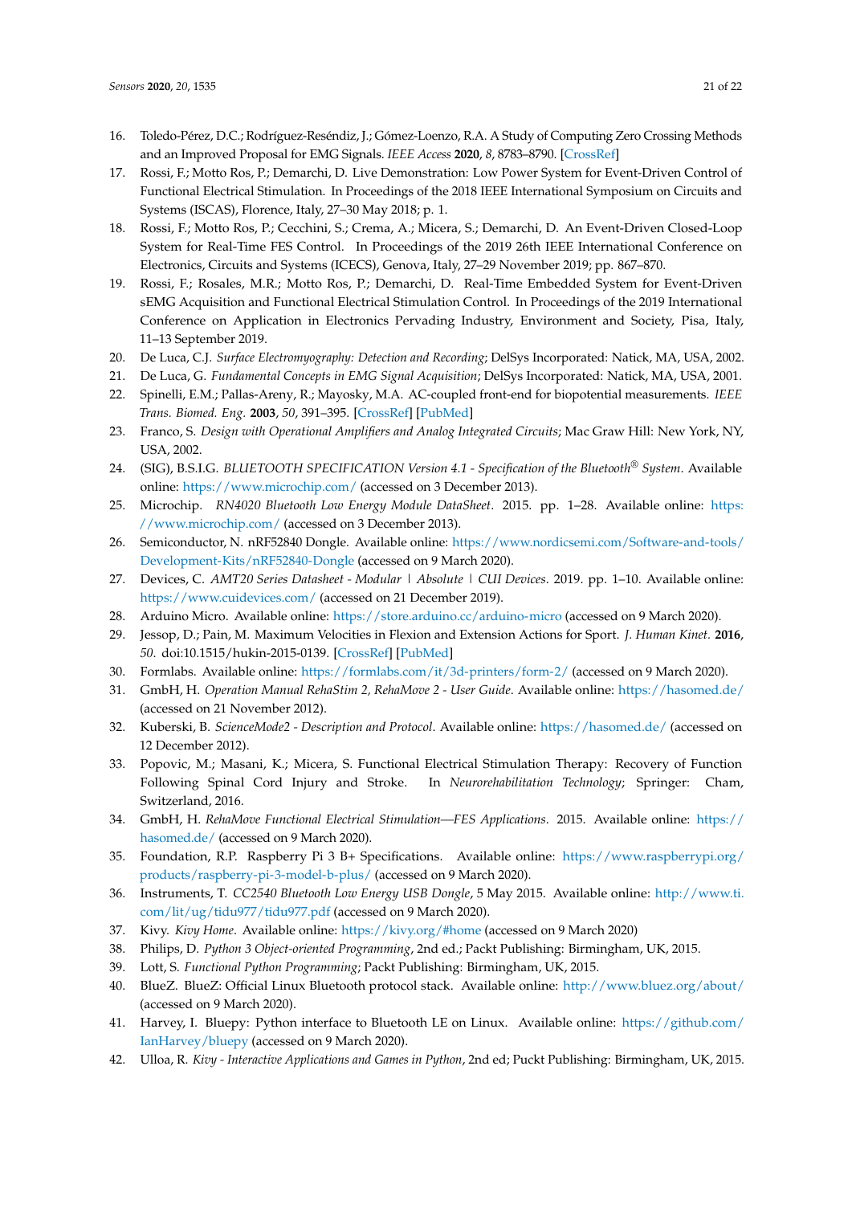16. Toledo-Pérez, D.C.; Rodríguez-Reséndiz, J.; Gómez-Loenzo, R.A. A Study of Computing Zero Crossing Methods and an Improved Proposal for EMG Signals. *IEEE Access* **2020**, *8*, 8783–8790. [CrossRef]
17. Rossi, F.; Motto Ros, P.; Demarchi, D. Live Demonstration: Low Power System for Event-Driven Control of Functional Electrical Stimulation. In Proceedings of the 2018 IEEE International Symposium on Circuits and Systems (ISCAS), Florence, Italy, 27–30 May 2018; p. 1.
18. Rossi, F.; Motto Ros, P.; Cecchini, S.; Crema, A.; Micera, S.; Demarchi, D. An Event-Driven Closed-Loop System for Real-Time FES Control. In Proceedings of the 2019 26th IEEE International Conference on Electronics, Circuits and Systems (ICECS), Genova, Italy, 27–29 November 2019; pp. 867–870.
19. Rossi, F.; Rosales, M.R.; Motto Ros, P.; Demarchi, D. Real-Time Embedded System for Event-Driven sEMG Acquisition and Functional Electrical Stimulation Control. In Proceedings of the 2019 International Conference on Application in Electronics Pervading Industry, Environment and Society, Pisa, Italy, 11–13 September 2019.
20. De Luca, C.J. *Surface Electromyography: Detection and Recording*; DelSys Incorporated: Natick, MA, USA, 2002.
21. De Luca, G. *Fundamental Concepts in EMG Signal Acquisition*; DelSys Incorporated: Natick, MA, USA, 2001.
22. Spinelli, E.M.; Pallas-Areny, R.; Mayosky, M.A. AC-coupled front-end for biopotential measurements. *IEEE Trans. Biomed. Eng.* **2003**, *50*, 391–395. [CrossRef] [PubMed]
23. Franco, S. *Design with Operational Amplifiers and Analog Integrated Circuits*; Mac Graw Hill: New York, NY, USA, 2002.
24. (SIG), B.S.I.G. *BLUETOOTH SPECIFICATION Version 4.1 - Specification of the Bluetooth® System*. Available online: https://www.microchip.com/ (accessed on 3 December 2013).
25. Microchip. *RN4020 Bluetooth Low Energy Module DataSheet*. 2015. pp. 1–28. Available online: https://www.microchip.com/ (accessed on 3 December 2013).
26. Semiconductor, N. nRF52840 Dongle. Available online: https://www.nordicsemi.com/Software-and-tools/Development-Kits/nRF52840-Dongle (accessed on 9 March 2020).
27. Devices, C. *AMT20 Series Datasheet - Modular | Absolute | CUI Devices*. 2019. pp. 1–10. Available online: https://www.cuidevices.com/ (accessed on 21 December 2019).
28. Arduino Micro. Available online: https://store.arduino.cc/arduino-micro (accessed on 9 March 2020).
29. Jessop, D.; Pain, M. Maximum Velocities in Flexion and Extension Actions for Sport. *J. Human Kinet.* **2016**, *50*. doi:10.1515/hukin-2015-0139. [CrossRef] [PubMed]
30. Formlabs. Available online: https://formlabs.com/it/3d-printers/form-2/ (accessed on 9 March 2020).
31. GmbH, H. *Operation Manual RehaStim 2, RehaMove 2 - User Guide*. Available online: https://hasomed.de/ (accessed on 21 November 2012).
32. Kuberski, B. *ScienceMode2 - Description and Protocol*. Available online: https://hasomed.de/ (accessed on 12 December 2012).
33. Popovic, M.; Masani, K.; Micera, S. Functional Electrical Stimulation Therapy: Recovery of Function Following Spinal Cord Injury and Stroke. In *Neurorehabilitation Technology*; Springer: Cham, Switzerland, 2016.
34. GmbH, H. *RehaMove Functional Electrical Stimulation—FES Applications*. 2015. Available online: https://hasomed.de/ (accessed on 9 March 2020).
35. Foundation, R.P. Raspberry Pi 3 B+ Specifications. Available online: https://www.raspberrypi.org/products/raspberry-pi-3-model-b-plus/ (accessed on 9 March 2020).
36. Instruments, T. *CC2540 Bluetooth Low Energy USB Dongle*, 5 May 2015. Available online: http://www.ti.com/lit/ug/tidu977/tidu977.pdf (accessed on 9 March 2020).
37. Kivy. *Kivy Home*. Available online: https://kivy.org/#home (accessed on 9 March 2020)
38. Philips, D. *Python 3 Object-oriented Programming*, 2nd ed.; Packt Publishing: Birmingham, UK, 2015.
39. Lott, S. *Functional Python Programming*; Packt Publishing: Birmingham, UK, 2015.
40. BlueZ. BlueZ: Official Linux Bluetooth protocol stack. Available online: http://www.bluez.org/about/ (accessed on 9 March 2020).
41. Harvey, I. Bluepy: Python interface to Bluetooth LE on Linux. Available online: https://github.com/IanHarvey/bluepy (accessed on 9 March 2020).
42. Ulloa, R. *Kivy - Interactive Applications and Games in Python*, 2nd ed; Puckt Publishing: Birmingham, UK, 2015.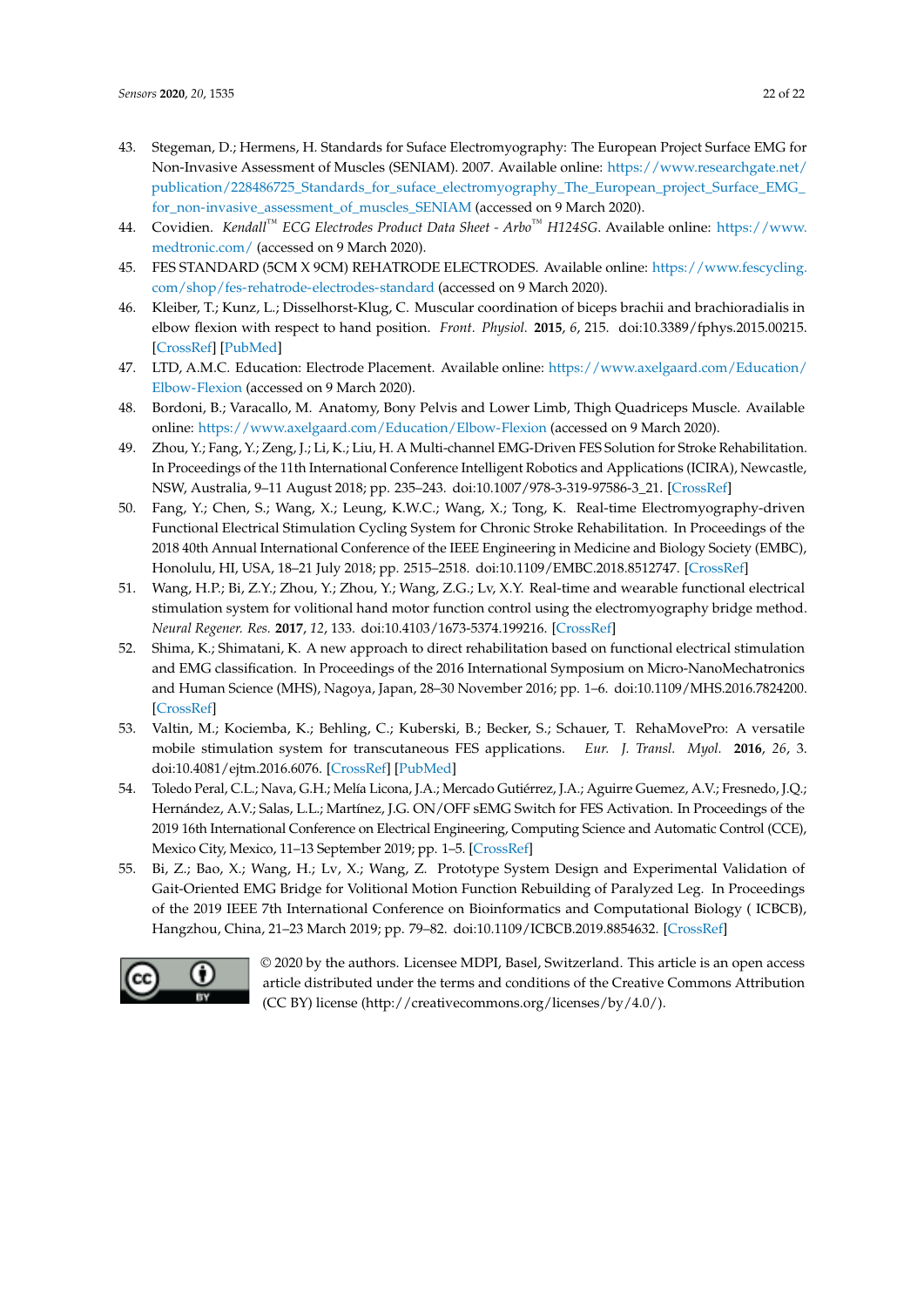43. Stegeman, D.; Hermens, H. Standards for Suface Electromyography: The European Project Surface EMG for Non-Invasive Assessment of Muscles (SENIAM). 2007. Available online: https://www.researchgate.net/publication/228486725_Standards_for_suface_electromyography_The_European_project_Surface_EMG_for_non-invasive_assessment_of_muscles_SENIAM (accessed on 9 March 2020).
44. Covidien. *Kendall™ ECG Electrodes Product Data Sheet - Arbo™ H124SG*. Available online: https://www.medtronic.com/ (accessed on 9 March 2020).
45. FES STANDARD (5CM X 9CM) REHATRODE ELECTRODES. Available online: https://www.fescycling.com/shop/fes-rehatrode-electrodes-standard (accessed on 9 March 2020).
46. Kleiber, T.; Kunz, L.; Disselhorst-Klug, C. Muscular coordination of biceps brachii and brachioradialis in elbow flexion with respect to hand position. *Front. Physiol.* **2015**, *6*, 215. doi:10.3389/fphys.2015.00215. [CrossRef] [PubMed]
47. LTD, A.M.C. Education: Electrode Placement. Available online: https://www.axelgaard.com/Education/Elbow-Flexion (accessed on 9 March 2020).
48. Bordoni, B.; Varacallo, M. Anatomy, Bony Pelvis and Lower Limb, Thigh Quadriceps Muscle. Available online: https://www.axelgaard.com/Education/Elbow-Flexion (accessed on 9 March 2020).
49. Zhou, Y.; Fang, Y.; Zeng, J.; Li, K.; Liu, H. A Multi-channel EMG-Driven FES Solution for Stroke Rehabilitation. In Proceedings of the 11th International Conference Intelligent Robotics and Applications (ICIRA), Newcastle, NSW, Australia, 9–11 August 2018; pp. 235–243. doi:10.1007/978-3-319-97586-3_21. [CrossRef]
50. Fang, Y.; Chen, S.; Wang, X.; Leung, K.W.C.; Wang, X.; Tong, K. Real-time Electromyography-driven Functional Electrical Stimulation Cycling System for Chronic Stroke Rehabilitation. In Proceedings of the 2018 40th Annual International Conference of the IEEE Engineering in Medicine and Biology Society (EMBC), Honolulu, HI, USA, 18–21 July 2018; pp. 2515–2518. doi:10.1109/EMBC.2018.8512747. [CrossRef]
51. Wang, H.P.; Bi, Z.Y.; Zhou, Y.; Zhou, Y.; Wang, Z.G.; Lv, X.Y. Real-time and wearable functional electrical stimulation system for volitional hand motor function control using the electromyography bridge method. *Neural Regener. Res.* **2017**, *12*, 133. doi:10.4103/1673-5374.199216. [CrossRef]
52. Shima, K.; Shimatani, K. A new approach to direct rehabilitation based on functional electrical stimulation and EMG classification. In Proceedings of the 2016 International Symposium on Micro-NanoMechatronics and Human Science (MHS), Nagoya, Japan, 28–30 November 2016; pp. 1–6. doi:10.1109/MHS.2016.7824200. [CrossRef]
53. Valtin, M.; Kociemba, K.; Behling, C.; Kuberski, B.; Becker, S.; Schauer, T. RehaMovePro: A versatile mobile stimulation system for transcutaneous FES applications. *Eur. J. Transl. Myol.* **2016**, *26*, 3. doi:10.4081/ejtm.2016.6076. [CrossRef] [PubMed]
54. Toledo Peral, C.L.; Nava, G.H.; Melía Licona, J.A.; Mercado Gutiérrez, J.A.; Aguirre Guemez, A.V.; Fresnedo, J.Q.; Hernández, A.V.; Salas, L.L.; Martínez, J.G. ON/OFF sEMG Switch for FES Activation. In Proceedings of the 2019 16th International Conference on Electrical Engineering, Computing Science and Automatic Control (CCE), Mexico City, Mexico, 11–13 September 2019; pp. 1–5. [CrossRef]
55. Bi, Z.; Bao, X.; Wang, H.; Lv, X.; Wang, Z. Prototype System Design and Experimental Validation of Gait-Oriented EMG Bridge for Volitional Motion Function Rebuilding of Paralyzed Leg. In Proceedings of the 2019 IEEE 7th International Conference on Bioinformatics and Computational Biology ( ICBCB), Hangzhou, China, 21–23 March 2019; pp. 79–82. doi:10.1109/ICBCB.2019.8854632. [CrossRef]

© 2020 by the authors. Licensee MDPI, Basel, Switzerland. This article is an open access article distributed under the terms and conditions of the Creative Commons Attribution (CC BY) license (http://creativecommons.org/licenses/by/4.0/).